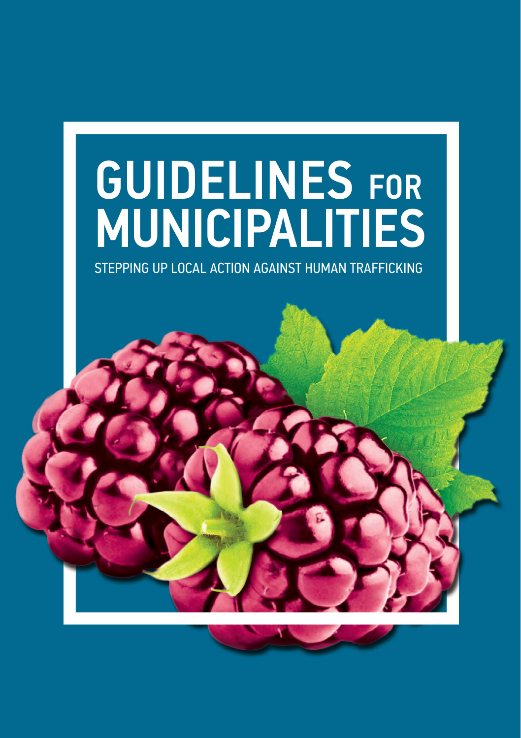# GUIDELINES FOR MUNICIPALITIES

STEPPING UP LOCAL ACTION AGAINST HUMAN TRAFFICKING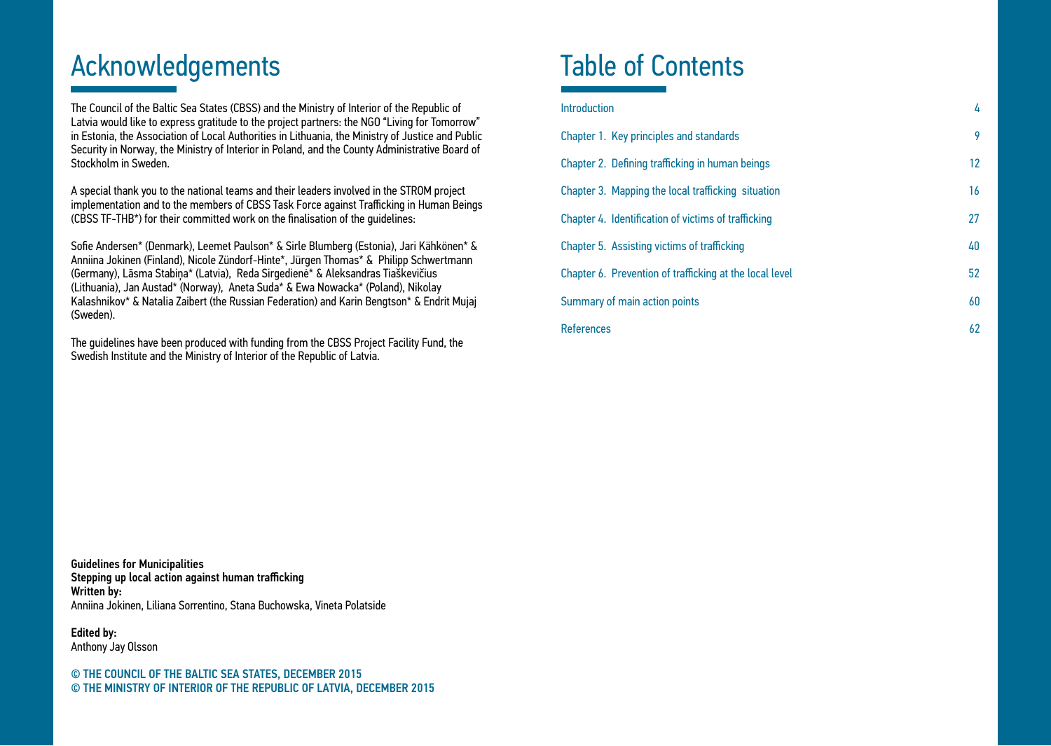# Acknowledgements

The Council of the Baltic Sea States (CBSS) and the Ministry of Interior of the Republic of Latvia would like to express gratitude to the project partners: the NGO "Living for Tomorrow" in Estonia, the Association of Local Authorities in Lithuania, the Ministry of Justice and Public Security in Norway, the Ministry of Interior in Poland, and the County Administrative Board of Stockholm in Sweden.

A special thank you to the national teams and their leaders involved in the STROM project implementation and to the members of CBSS Task Force against Trafficking in Human Beings (CBSS TF-THB*) for their committed work on the finalisation of the guidelines:

Sofie Andersen* (Denmark), Leemet Paulson* & Sirle Blumberg (Estonia), Jari Kähkönen* & Anniina Jokinen (Finland), Nicole Zündorf-Hinte*, Jürgen Thomas* & Philipp Schwertmann (Germany), Lāsma Stabiņa* (Latvia), Reda Sirgedienė* & Aleksandras Tiaškevičius (Lithuania), Jan Austad* (Norway), Aneta Suda* & Ewa Nowacka* (Poland), Nikolay Kalashnikov* & Natalia Zaibert (the Russian Federation) and Karin Bengtson* & Endrit Mujaj (Sweden).

The guidelines have been produced with funding from the CBSS Project Facility Fund, the Swedish Institute and the Ministry of Interior of the Republic of Latvia.

**Guidelines for Municipalities**
**Stepping up local action against human trafficking**
**Written by:**
Anniina Jokinen, Liliana Sorrentino, Stana Buchowska, Vineta Polatside

**Edited by:**
Anthony Jay Olsson

**© THE COUNCIL OF THE BALTIC SEA STATES, DECEMBER 2015**
**© THE MINISTRY OF INTERIOR OF THE REPUBLIC OF LATVIA, DECEMBER 2015**

# Table of Contents

| | |
|---|---|
| Introduction | 4 |
| Chapter 1. Key principles and standards | 9 |
| Chapter 2. Defining trafficking in human beings | 12 |
| Chapter 3. Mapping the local trafficking situation | 16 |
| Chapter 4. Identification of victims of trafficking | 27 |
| Chapter 5. Assisting victims of trafficking | 40 |
| Chapter 6. Prevention of trafficking at the local level | 52 |
| Summary of main action points | 60 |
| References | 62 |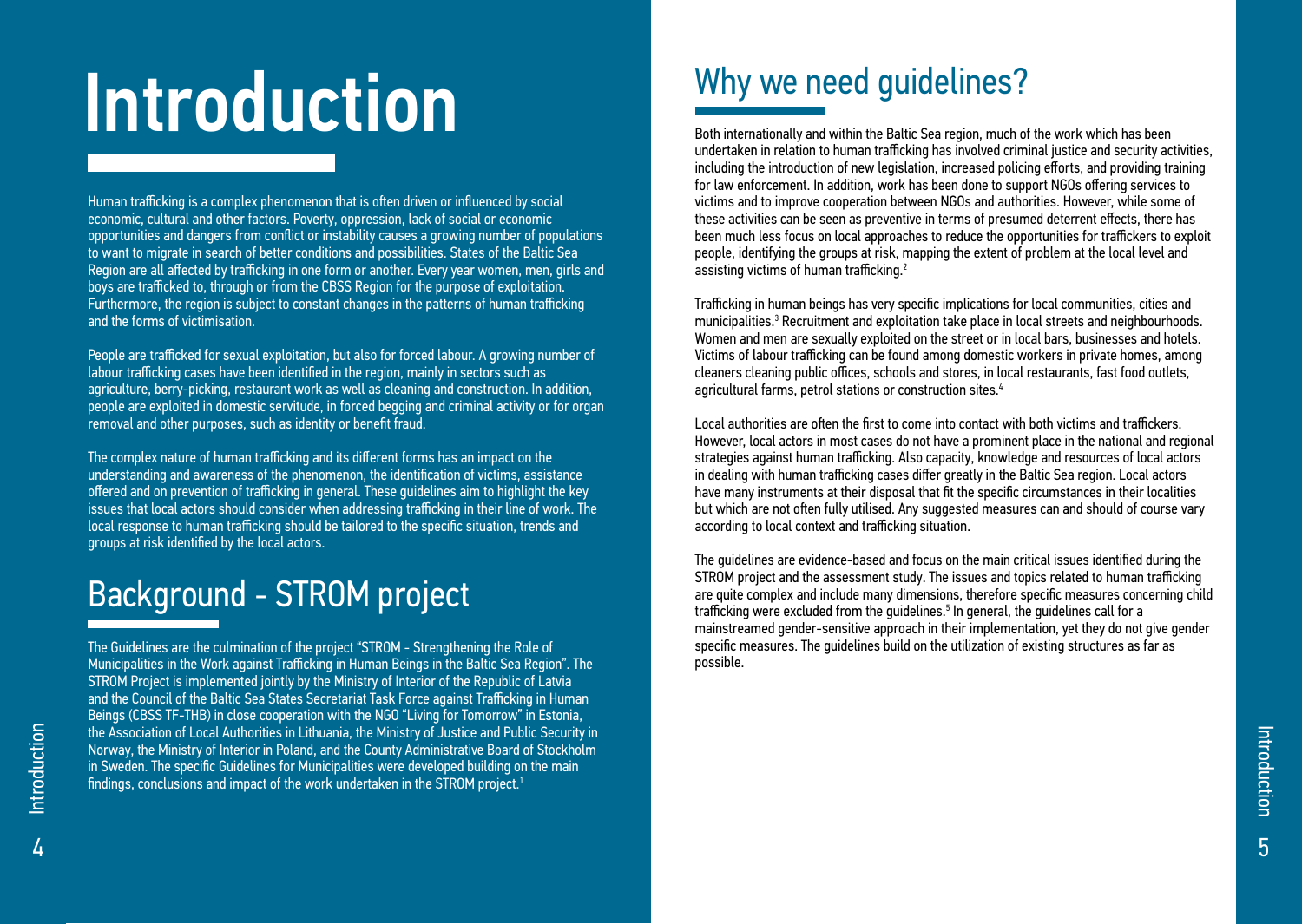# Introduction

Human trafficking is a complex phenomenon that is often driven or influenced by social economic, cultural and other factors. Poverty, oppression, lack of social or economic opportunities and dangers from conflict or instability causes a growing number of populations to want to migrate in search of better conditions and possibilities. States of the Baltic Sea Region are all affected by trafficking in one form or another. Every year women, men, girls and boys are trafficked to, through or from the CBSS Region for the purpose of exploitation. Furthermore, the region is subject to constant changes in the patterns of human trafficking and the forms of victimisation.

People are trafficked for sexual exploitation, but also for forced labour. A growing number of labour trafficking cases have been identified in the region, mainly in sectors such as agriculture, berry-picking, restaurant work as well as cleaning and construction. In addition, people are exploited in domestic servitude, in forced begging and criminal activity or for organ removal and other purposes, such as identity or benefit fraud.

The complex nature of human trafficking and its different forms has an impact on the understanding and awareness of the phenomenon, the identification of victims, assistance offered and on prevention of trafficking in general. These guidelines aim to highlight the key issues that local actors should consider when addressing trafficking in their line of work. The local response to human trafficking should be tailored to the specific situation, trends and groups at risk identified by the local actors.

## Background - STROM project

The Guidelines are the culmination of the project "STROM - Strengthening the Role of Municipalities in the Work against Trafficking in Human Beings in the Baltic Sea Region". The STROM Project is implemented jointly by the Ministry of Interior of the Republic of Latvia and the Council of the Baltic Sea States Secretariat Task Force against Trafficking in Human Beings (CBSS TF-THB) in close cooperation with the NGO "Living for Tomorrow" in Estonia, the Association of Local Authorities in Lithuania, the Ministry of Justice and Public Security in Norway, the Ministry of Interior in Poland, and the County Administrative Board of Stockholm in Sweden. The specific Guidelines for Municipalities were developed building on the main findings, conclusions and impact of the work undertaken in the STROM project.[1]

## Why we need guidelines?

Both internationally and within the Baltic Sea region, much of the work which has been undertaken in relation to human trafficking has involved criminal justice and security activities, including the introduction of new legislation, increased policing efforts, and providing training for law enforcement. In addition, work has been done to support NGOs offering services to victims and to improve cooperation between NGOs and authorities. However, while some of these activities can be seen as preventive in terms of presumed deterrent effects, there has been much less focus on local approaches to reduce the opportunities for traffickers to exploit people, identifying the groups at risk, mapping the extent of problem at the local level and assisting victims of human trafficking.[2]

Trafficking in human beings has very specific implications for local communities, cities and municipalities.[3] Recruitment and exploitation take place in local streets and neighbourhoods. Women and men are sexually exploited on the street or in local bars, businesses and hotels. Victims of labour trafficking can be found among domestic workers in private homes, among cleaners cleaning public offices, schools and stores, in local restaurants, fast food outlets, agricultural farms, petrol stations or construction sites.[4]

Local authorities are often the first to come into contact with both victims and traffickers. However, local actors in most cases do not have a prominent place in the national and regional strategies against human trafficking. Also capacity, knowledge and resources of local actors in dealing with human trafficking cases differ greatly in the Baltic Sea region. Local actors have many instruments at their disposal that fit the specific circumstances in their localities but which are not often fully utilised. Any suggested measures can and should of course vary according to local context and trafficking situation.

The guidelines are evidence-based and focus on the main critical issues identified during the STROM project and the assessment study. The issues and topics related to human trafficking are quite complex and include many dimensions, therefore specific measures concerning child trafficking were excluded from the guidelines.[5] In general, the guidelines call for a mainstreamed gender-sensitive approach in their implementation, yet they do not give gender specific measures. The guidelines build on the utilization of existing structures as far as possible.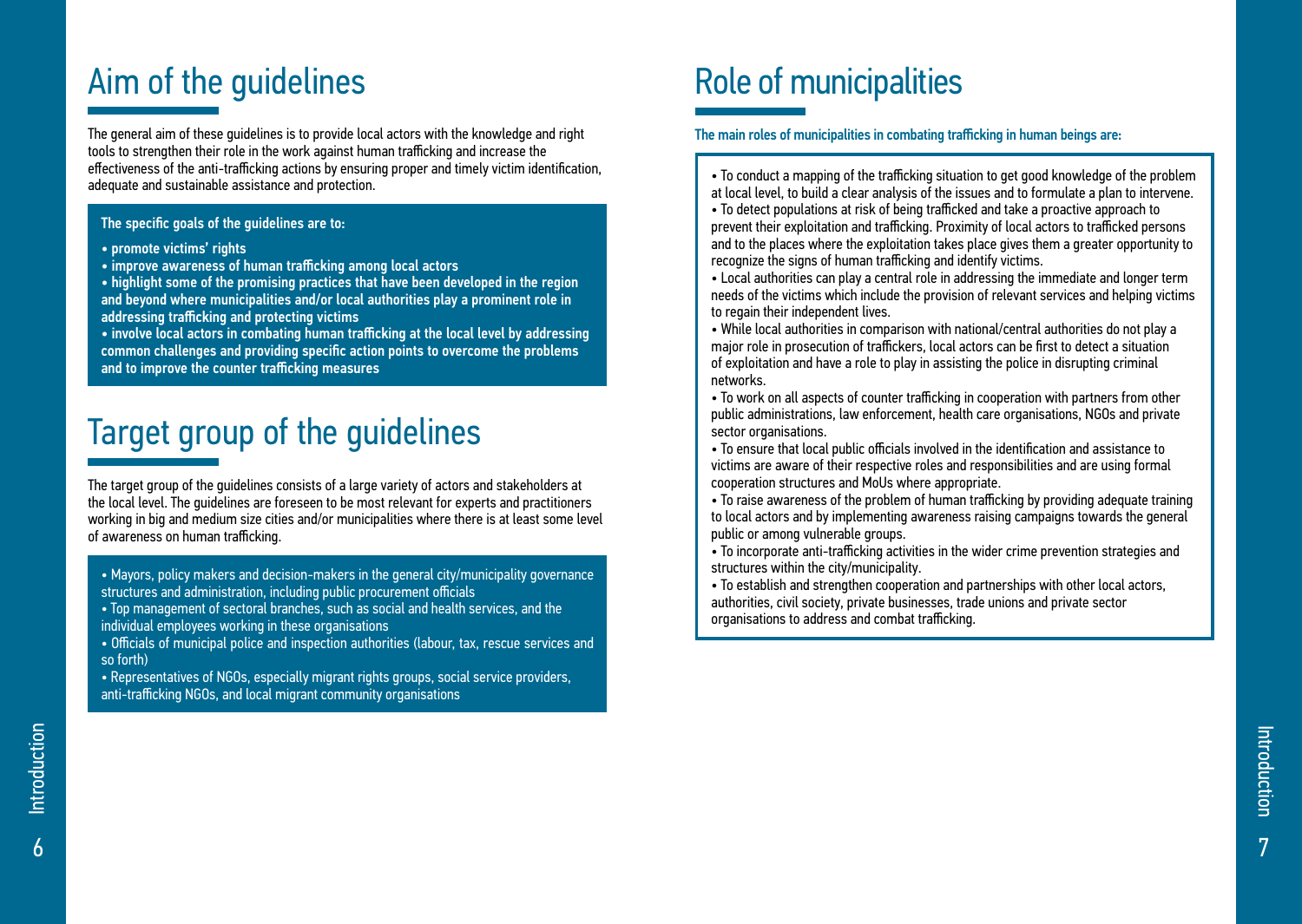# Aim of the guidelines

The general aim of these guidelines is to provide local actors with the knowledge and right tools to strengthen their role in the work against human trafficking and increase the effectiveness of the anti-trafficking actions by ensuring proper and timely victim identification, adequate and sustainable assistance and protection.

**The specific goals of the guidelines are to:**

- **promote victims' rights**
- **improve awareness of human trafficking among local actors**
- **highlight some of the promising practices that have been developed in the region and beyond where municipalities and/or local authorities play a prominent role in addressing trafficking and protecting victims**
- **involve local actors in combating human trafficking at the local level by addressing common challenges and providing specific action points to overcome the problems and to improve the counter trafficking measures**

# Target group of the guidelines

The target group of the guidelines consists of a large variety of actors and stakeholders at the local level. The guidelines are foreseen to be most relevant for experts and practitioners working in big and medium size cities and/or municipalities where there is at least some level of awareness on human trafficking.

- Mayors, policy makers and decision-makers in the general city/municipality governance structures and administration, including public procurement officials
- Top management of sectoral branches, such as social and health services, and the individual employees working in these organisations
- Officials of municipal police and inspection authorities (labour, tax, rescue services and so forth)
- Representatives of NGOs, especially migrant rights groups, social service providers, anti-trafficking NGOs, and local migrant community organisations

# Role of municipalities

**The main roles of municipalities in combating trafficking in human beings are:**

- To conduct a mapping of the trafficking situation to get good knowledge of the problem at local level, to build a clear analysis of the issues and to formulate a plan to intervene.
- To detect populations at risk of being trafficked and take a proactive approach to prevent their exploitation and trafficking. Proximity of local actors to trafficked persons and to the places where the exploitation takes place gives them a greater opportunity to recognize the signs of human trafficking and identify victims.
- Local authorities can play a central role in addressing the immediate and longer term needs of the victims which include the provision of relevant services and helping victims to regain their independent lives.
- While local authorities in comparison with national/central authorities do not play a major role in prosecution of traffickers, local actors can be first to detect a situation of exploitation and have a role to play in assisting the police in disrupting criminal networks.
- To work on all aspects of counter trafficking in cooperation with partners from other public administrations, law enforcement, health care organisations, NGOs and private sector organisations.
- To ensure that local public officials involved in the identification and assistance to victims are aware of their respective roles and responsibilities and are using formal cooperation structures and MoUs where appropriate.
- To raise awareness of the problem of human trafficking by providing adequate training to local actors and by implementing awareness raising campaigns towards the general public or among vulnerable groups.
- To incorporate anti-trafficking activities in the wider crime prevention strategies and structures within the city/municipality.
- To establish and strengthen cooperation and partnerships with other local actors, authorities, civil society, private businesses, trade unions and private sector organisations to address and combat trafficking.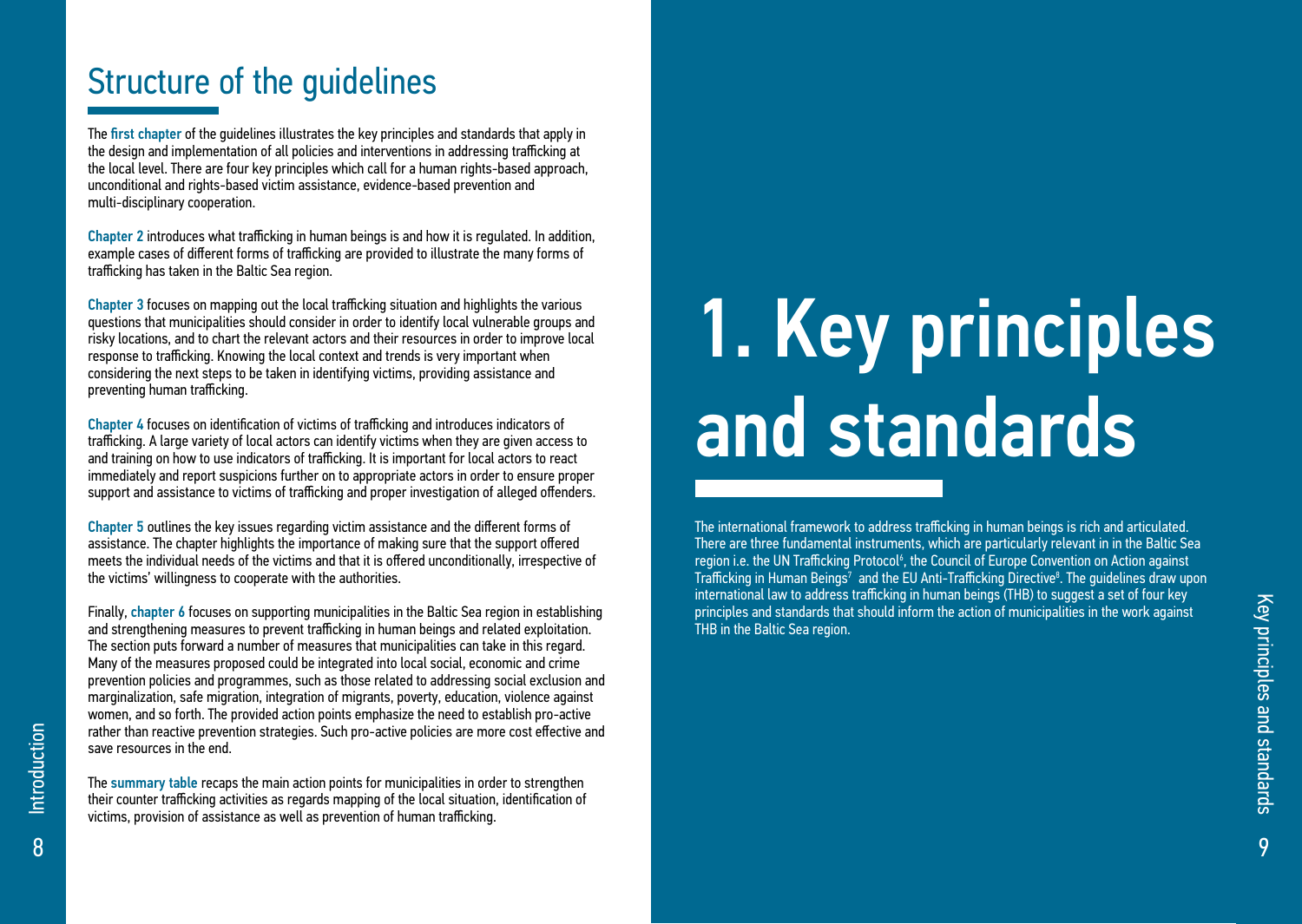## Structure of the guidelines

The **first chapter** of the guidelines illustrates the key principles and standards that apply in the design and implementation of all policies and interventions in addressing trafficking at the local level. There are four key principles which call for a human rights-based approach, unconditional and rights-based victim assistance, evidence-based prevention and multi-disciplinary cooperation.

**Chapter 2** introduces what trafficking in human beings is and how it is regulated. In addition, example cases of different forms of trafficking are provided to illustrate the many forms of trafficking has taken in the Baltic Sea region.

**Chapter 3** focuses on mapping out the local trafficking situation and highlights the various questions that municipalities should consider in order to identify local vulnerable groups and risky locations, and to chart the relevant actors and their resources in order to improve local response to trafficking. Knowing the local context and trends is very important when considering the next steps to be taken in identifying victims, providing assistance and preventing human trafficking.

**Chapter 4** focuses on identification of victims of trafficking and introduces indicators of trafficking. A large variety of local actors can identify victims when they are given access to and training on how to use indicators of trafficking. It is important for local actors to react immediately and report suspicions further on to appropriate actors in order to ensure proper support and assistance to victims of trafficking and proper investigation of alleged offenders.

**Chapter 5** outlines the key issues regarding victim assistance and the different forms of assistance. The chapter highlights the importance of making sure that the support offered meets the individual needs of the victims and that it is offered unconditionally, irrespective of the victims' willingness to cooperate with the authorities.

Finally, **chapter 6** focuses on supporting municipalities in the Baltic Sea region in establishing and strengthening measures to prevent trafficking in human beings and related exploitation. The section puts forward a number of measures that municipalities can take in this regard. Many of the measures proposed could be integrated into local social, economic and crime prevention policies and programmes, such as those related to addressing social exclusion and marginalization, safe migration, integration of migrants, poverty, education, violence against women, and so forth. The provided action points emphasize the need to establish pro-active rather than reactive prevention strategies. Such pro-active policies are more cost effective and save resources in the end.

The **summary table** recaps the main action points for municipalities in order to strengthen their counter trafficking activities as regards mapping of the local situation, identification of victims, provision of assistance as well as prevention of human trafficking.

# 1. Key principles and standards

The international framework to address trafficking in human beings is rich and articulated. There are three fundamental instruments, which are particularly relevant in in the Baltic Sea region i.e. the UN Trafficking Protocol[6], the Council of Europe Convention on Action against Trafficking in Human Beings[7] and the EU Anti-Trafficking Directive[8]. The guidelines draw upon international law to address trafficking in human beings (THB) to suggest a set of four key principles and standards that should inform the action of municipalities in the work against THB in the Baltic Sea region.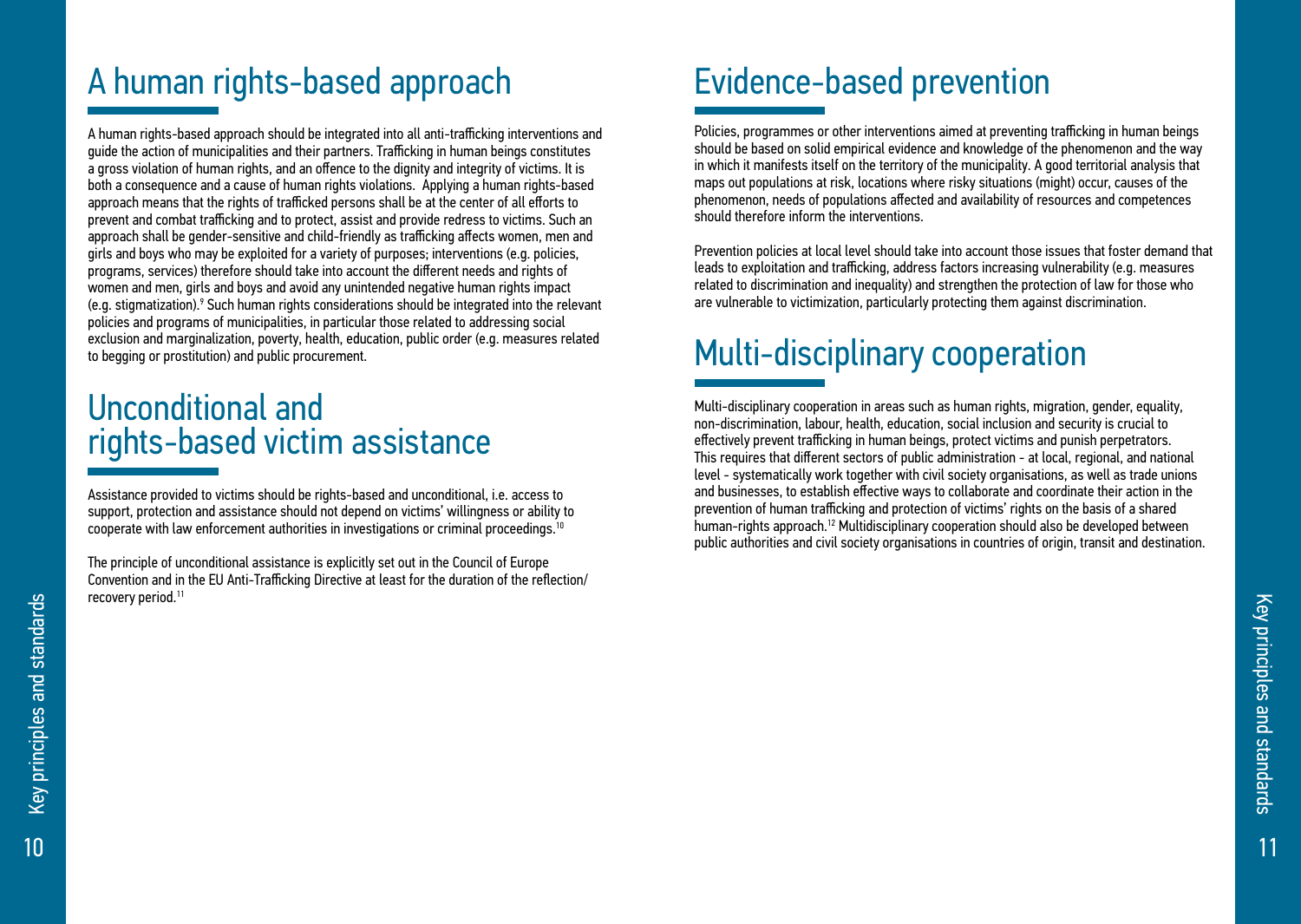# A human rights-based approach

A human rights-based approach should be integrated into all anti-trafficking interventions and guide the action of municipalities and their partners. Trafficking in human beings constitutes a gross violation of human rights, and an offence to the dignity and integrity of victims. It is both a consequence and a cause of human rights violations. Applying a human rights-based approach means that the rights of trafficked persons shall be at the center of all efforts to prevent and combat trafficking and to protect, assist and provide redress to victims. Such an approach shall be gender-sensitive and child-friendly as trafficking affects women, men and girls and boys who may be exploited for a variety of purposes; interventions (e.g. policies, programs, services) therefore should take into account the different needs and rights of women and men, girls and boys and avoid any unintended negative human rights impact (e.g. stigmatization).[9] Such human rights considerations should be integrated into the relevant policies and programs of municipalities, in particular those related to addressing social exclusion and marginalization, poverty, health, education, public order (e.g. measures related to begging or prostitution) and public procurement.

# Unconditional and rights-based victim assistance

Assistance provided to victims should be rights-based and unconditional, i.e. access to support, protection and assistance should not depend on victims' willingness or ability to cooperate with law enforcement authorities in investigations or criminal proceedings.[10]

The principle of unconditional assistance is explicitly set out in the Council of Europe Convention and in the EU Anti-Trafficking Directive at least for the duration of the reflection/recovery period.[11]

# Evidence-based prevention

Policies, programmes or other interventions aimed at preventing trafficking in human beings should be based on solid empirical evidence and knowledge of the phenomenon and the way in which it manifests itself on the territory of the municipality. A good territorial analysis that maps out populations at risk, locations where risky situations (might) occur, causes of the phenomenon, needs of populations affected and availability of resources and competences should therefore inform the interventions.

Prevention policies at local level should take into account those issues that foster demand that leads to exploitation and trafficking, address factors increasing vulnerability (e.g. measures related to discrimination and inequality) and strengthen the protection of law for those who are vulnerable to victimization, particularly protecting them against discrimination.

# Multi-disciplinary cooperation

Multi-disciplinary cooperation in areas such as human rights, migration, gender, equality, non-discrimination, labour, health, education, social inclusion and security is crucial to effectively prevent trafficking in human beings, protect victims and punish perpetrators. This requires that different sectors of public administration - at local, regional, and national level - systematically work together with civil society organisations, as well as trade unions and businesses, to establish effective ways to collaborate and coordinate their action in the prevention of human trafficking and protection of victims' rights on the basis of a shared human-rights approach.[12] Multidisciplinary cooperation should also be developed between public authorities and civil society organisations in countries of origin, transit and destination.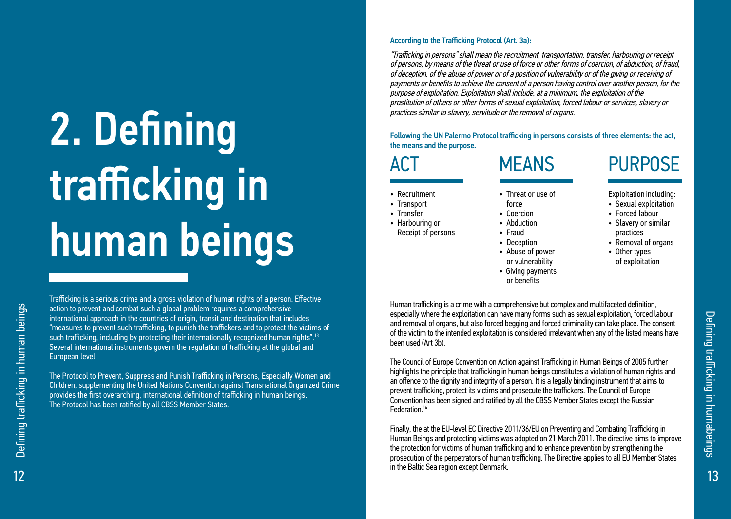# 2. Defining trafficking in human beings

Trafficking is a serious crime and a gross violation of human rights of a person. Effective action to prevent and combat such a global problem requires a comprehensive international approach in the countries of origin, transit and destination that includes "measures to prevent such trafficking, to punish the traffickers and to protect the victims of such trafficking, including by protecting their internationally recognized human rights".[13] Several international instruments govern the regulation of trafficking at the global and European level.

The Protocol to Prevent, Suppress and Punish Trafficking in Persons, Especially Women and Children, supplementing the United Nations Convention against Transnational Organized Crime provides the first overarching, international definition of trafficking in human beings. The Protocol has been ratified by all CBSS Member States.

**According to the Trafficking Protocol (Art. 3a):**

*"Trafficking in persons" shall mean the recruitment, transportation, transfer, harbouring or receipt of persons, by means of the threat or use of force or other forms of coercion, of abduction, of fraud, of deception, of the abuse of power or of a position of vulnerability or of the giving or receiving of payments or benefits to achieve the consent of a person having control over another person, for the purpose of exploitation. Exploitation shall include, at a minimum, the exploitation of the prostitution of others or other forms of sexual exploitation, forced labour or services, slavery or practices similar to slavery, servitude or the removal of organs.*

**Following the UN Palermo Protocol trafficking in persons consists of three elements: the act, the means and the purpose.**

### ACT

- Recruitment
- Transport
- Transfer
- Harbouring or Receipt of persons

### MEANS

- Threat or use of force
- Coercion
- Abduction
- Fraud
- Deception
- Abuse of power or vulnerability
- Giving payments or benefits

### PURPOSE

Exploitation including:

- Sexual exploitation
- Forced labour
- Slavery or similar practices
- Removal of organs
- Other types of exploitation

Human trafficking is a crime with a comprehensive but complex and multifaceted definition, especially where the exploitation can have many forms such as sexual exploitation, forced labour and removal of organs, but also forced begging and forced criminality can take place. The consent of the victim to the intended exploitation is considered irrelevant when any of the listed means have been used (Art 3b).

The Council of Europe Convention on Action against Trafficking in Human Beings of 2005 further highlights the principle that trafficking in human beings constitutes a violation of human rights and an offence to the dignity and integrity of a person. It is a legally binding instrument that aims to prevent trafficking, protect its victims and prosecute the traffickers. The Council of Europe Convention has been signed and ratified by all the CBSS Member States except the Russian Federation.[14]

Finally, the at the EU-level EC Directive 2011/36/EU on Preventing and Combating Trafficking in Human Beings and protecting victims was adopted on 21 March 2011. The directive aims to improve the protection for victims of human trafficking and to enhance prevention by strengthening the prosecution of the perpetrators of human trafficking. The Directive applies to all EU Member States in the Baltic Sea region except Denmark.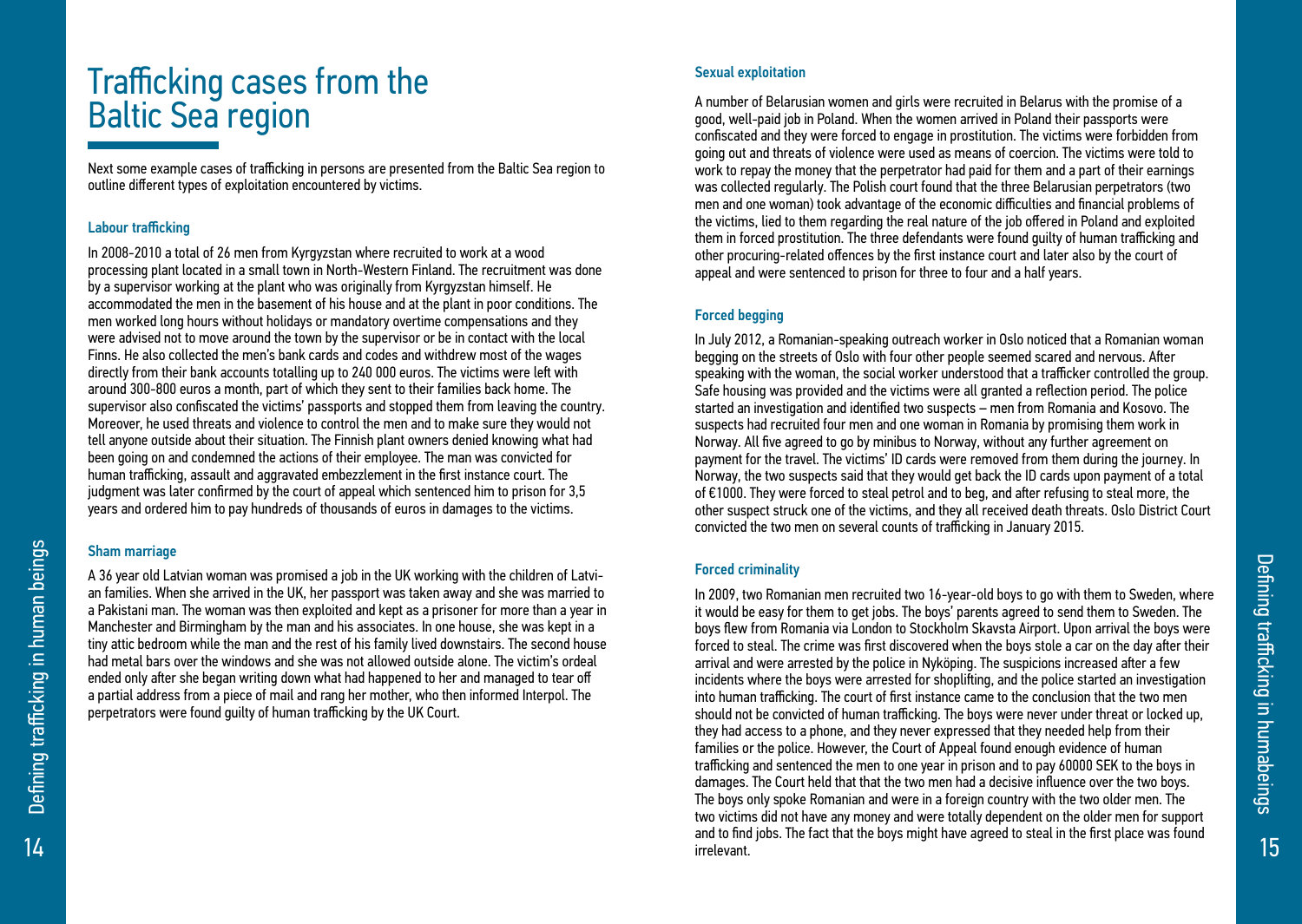# Trafficking cases from the Baltic Sea region

Next some example cases of trafficking in persons are presented from the Baltic Sea region to outline different types of exploitation encountered by victims.

### Labour trafficking

In 2008-2010 a total of 26 men from Kyrgyzstan where recruited to work at a wood processing plant located in a small town in North-Western Finland. The recruitment was done by a supervisor working at the plant who was originally from Kyrgyzstan himself. He accommodated the men in the basement of his house and at the plant in poor conditions. The men worked long hours without holidays or mandatory overtime compensations and they were advised not to move around the town by the supervisor or be in contact with the local Finns. He also collected the men's bank cards and codes and withdrew most of the wages directly from their bank accounts totalling up to 240 000 euros. The victims were left with around 300-800 euros a month, part of which they sent to their families back home. The supervisor also confiscated the victims' passports and stopped them from leaving the country. Moreover, he used threats and violence to control the men and to make sure they would not tell anyone outside about their situation. The Finnish plant owners denied knowing what had been going on and condemned the actions of their employee. The man was convicted for human trafficking, assault and aggravated embezzlement in the first instance court. The judgment was later confirmed by the court of appeal which sentenced him to prison for 3,5 years and ordered him to pay hundreds of thousands of euros in damages to the victims.

### Sham marriage

A 36 year old Latvian woman was promised a job in the UK working with the children of Latvian families. When she arrived in the UK, her passport was taken away and she was married to a Pakistani man. The woman was then exploited and kept as a prisoner for more than a year in Manchester and Birmingham by the man and his associates. In one house, she was kept in a tiny attic bedroom while the man and the rest of his family lived downstairs. The second house had metal bars over the windows and she was not allowed outside alone. The victim's ordeal ended only after she began writing down what had happened to her and managed to tear off a partial address from a piece of mail and rang her mother, who then informed Interpol. The perpetrators were found guilty of human trafficking by the UK Court.

### Sexual exploitation

A number of Belarusian women and girls were recruited in Belarus with the promise of a good, well-paid job in Poland. When the women arrived in Poland their passports were confiscated and they were forced to engage in prostitution. The victims were forbidden from going out and threats of violence were used as means of coercion. The victims were told to work to repay the money that the perpetrator had paid for them and a part of their earnings was collected regularly. The Polish court found that the three Belarusian perpetrators (two men and one woman) took advantage of the economic difficulties and financial problems of the victims, lied to them regarding the real nature of the job offered in Poland and exploited them in forced prostitution. The three defendants were found guilty of human trafficking and other procuring-related offences by the first instance court and later also by the court of appeal and were sentenced to prison for three to four and a half years.

### Forced begging

In July 2012, a Romanian-speaking outreach worker in Oslo noticed that a Romanian woman begging on the streets of Oslo with four other people seemed scared and nervous. After speaking with the woman, the social worker understood that a trafficker controlled the group. Safe housing was provided and the victims were all granted a reflection period. The police started an investigation and identified two suspects – men from Romania and Kosovo. The suspects had recruited four men and one woman in Romania by promising them work in Norway. All five agreed to go by minibus to Norway, without any further agreement on payment for the travel. The victims' ID cards were removed from them during the journey. In Norway, the two suspects said that they would get back the ID cards upon payment of a total of €1000. They were forced to steal petrol and to beg, and after refusing to steal more, the other suspect struck one of the victims, and they all received death threats. Oslo District Court convicted the two men on several counts of trafficking in January 2015.

### Forced criminality

In 2009, two Romanian men recruited two 16-year-old boys to go with them to Sweden, where it would be easy for them to get jobs. The boys' parents agreed to send them to Sweden. The boys flew from Romania via London to Stockholm Skavsta Airport. Upon arrival the boys were forced to steal. The crime was first discovered when the boys stole a car on the day after their arrival and were arrested by the police in Nyköping. The suspicions increased after a few incidents where the boys were arrested for shoplifting, and the police started an investigation into human trafficking. The court of first instance came to the conclusion that the two men should not be convicted of human trafficking. The boys were never under threat or locked up, they had access to a phone, and they never expressed that they needed help from their families or the police. However, the Court of Appeal found enough evidence of human trafficking and sentenced the men to one year in prison and to pay 60000 SEK to the boys in damages. The Court held that that the two men had a decisive influence over the two boys. The boys only spoke Romanian and were in a foreign country with the two older men. The two victims did not have any money and were totally dependent on the older men for support and to find jobs. The fact that the boys might have agreed to steal in the first place was found irrelevant.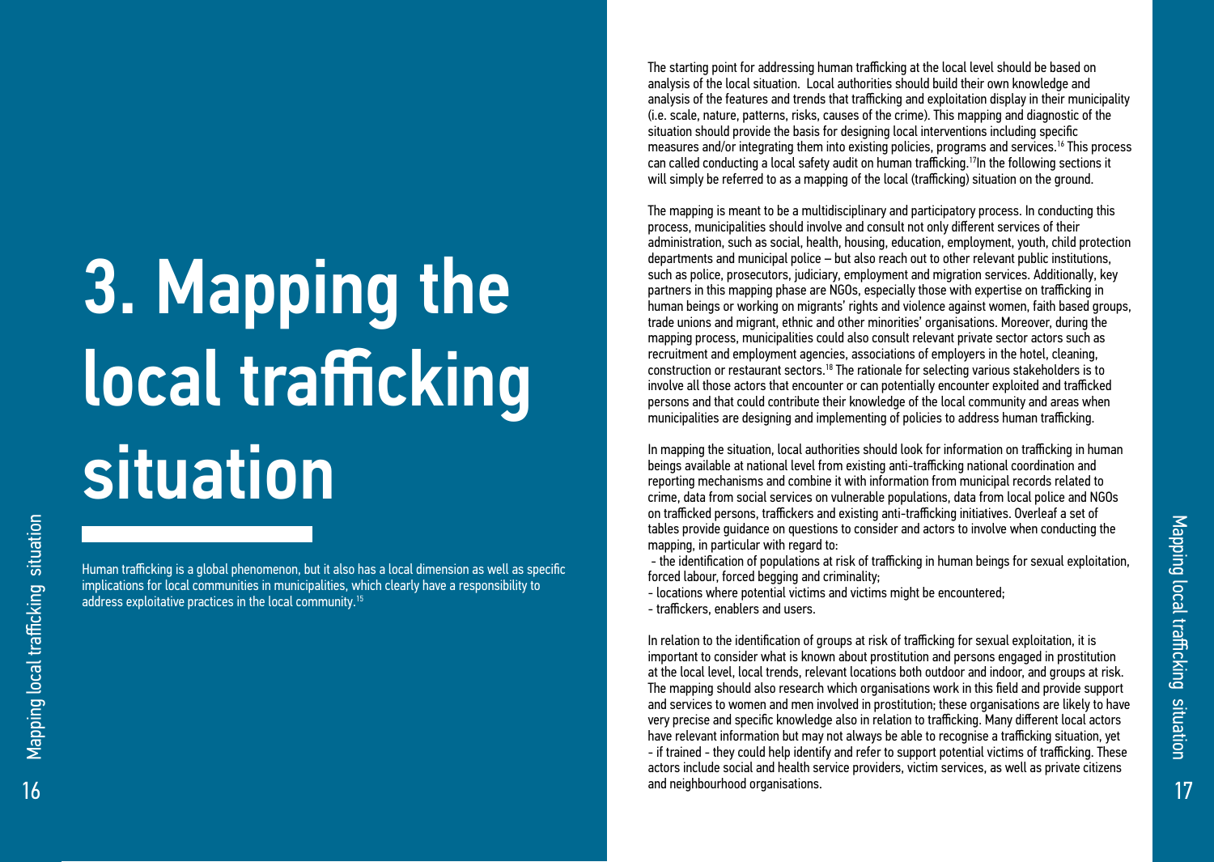# 3. Mapping the local trafficking situation

Human trafficking is a global phenomenon, but it also has a local dimension as well as specific implications for local communities in municipalities, which clearly have a responsibility to address exploitative practices in the local community.[15]

The starting point for addressing human trafficking at the local level should be based on analysis of the local situation. Local authorities should build their own knowledge and analysis of the features and trends that trafficking and exploitation display in their municipality (i.e. scale, nature, patterns, risks, causes of the crime). This mapping and diagnostic of the situation should provide the basis for designing local interventions including specific measures and/or integrating them into existing policies, programs and services.[16] This process can called conducting a local safety audit on human trafficking.[17]In the following sections it will simply be referred to as a mapping of the local (trafficking) situation on the ground.

The mapping is meant to be a multidisciplinary and participatory process. In conducting this process, municipalities should involve and consult not only different services of their administration, such as social, health, housing, education, employment, youth, child protection departments and municipal police – but also reach out to other relevant public institutions, such as police, prosecutors, judiciary, employment and migration services. Additionally, key partners in this mapping phase are NGOs, especially those with expertise on trafficking in human beings or working on migrants' rights and violence against women, faith based groups, trade unions and migrant, ethnic and other minorities' organisations. Moreover, during the mapping process, municipalities could also consult relevant private sector actors such as recruitment and employment agencies, associations of employers in the hotel, cleaning, construction or restaurant sectors.[18] The rationale for selecting various stakeholders is to involve all those actors that encounter or can potentially encounter exploited and trafficked persons and that could contribute their knowledge of the local community and areas when municipalities are designing and implementing of policies to address human trafficking.

In mapping the situation, local authorities should look for information on trafficking in human beings available at national level from existing anti-trafficking national coordination and reporting mechanisms and combine it with information from municipal records related to crime, data from social services on vulnerable populations, data from local police and NGOs on trafficked persons, traffickers and existing anti-trafficking initiatives. Overleaf a set of tables provide guidance on questions to consider and actors to involve when conducting the mapping, in particular with regard to:

- the identification of populations at risk of trafficking in human beings for sexual exploitation, forced labour, forced begging and criminality;
- locations where potential victims and victims might be encountered;
- traffickers, enablers and users.

In relation to the identification of groups at risk of trafficking for sexual exploitation, it is important to consider what is known about prostitution and persons engaged in prostitution at the local level, local trends, relevant locations both outdoor and indoor, and groups at risk. The mapping should also research which organisations work in this field and provide support and services to women and men involved in prostitution; these organisations are likely to have very precise and specific knowledge also in relation to trafficking. Many different local actors have relevant information but may not always be able to recognise a trafficking situation, yet - if trained - they could help identify and refer to support potential victims of trafficking. These actors include social and health service providers, victim services, as well as private citizens and neighbourhood organisations.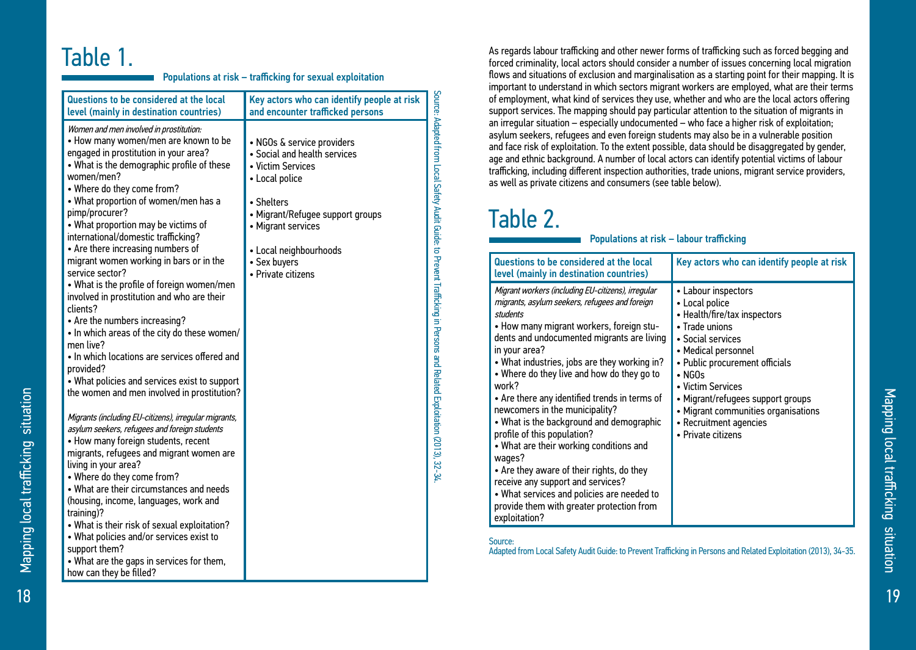## Table 1.

**Populations at risk – trafficking for sexual exploitation**

| Questions to be considered at the local level (mainly in destination countries) | Key actors who can identify people at risk and encounter trafficked persons |
|---|---|
| *Women and men involved in prostitution:*<br>• How many women/men are known to be engaged in prostitution in your area?<br>• What is the demographic profile of these women/men?<br>• Where do they come from?<br>• What proportion of women/men has a pimp/procurer?<br>• What proportion may be victims of international/domestic trafficking?<br>• Are there increasing numbers of migrant women working in bars or in the service sector?<br>• What is the profile of foreign women/men involved in prostitution and who are their clients?<br>• Are the numbers increasing?<br>• In which areas of the city do these women/men live?<br>• In which locations are services offered and provided?<br>• What policies and services exist to support the women and men involved in prostitution?<br><br>*Migrants (including EU-citizens), irregular migrants, asylum seekers, refugees and foreign students*<br>• How many foreign students, recent migrants, refugees and migrant women are living in your area?<br>• Where do they come from?<br>• What are their circumstances and needs (housing, income, languages, work and training)?<br>• What is their risk of sexual exploitation?<br>• What policies and/or services exist to support them?<br>• What are the gaps in services for them, how can they be filled? | • NGOs & service providers<br>• Social and health services<br>• Victim Services<br>• Local police<br><br>• Shelters<br>• Migrant/Refugee support groups<br>• Migrant services<br><br>• Local neighbourhoods<br>• Sex buyers<br>• Private citizens |

Source: Adapted from Local Safety Audit Guide: to Prevent Trafficking in Persons and Related Exploitation (2013), 32-34.

As regards labour trafficking and other newer forms of trafficking such as forced begging and forced criminality, local actors should consider a number of issues concerning local migration flows and situations of exclusion and marginalisation as a starting point for their mapping. It is important to understand in which sectors migrant workers are employed, what are their terms of employment, what kind of services they use, whether and who are the local actors offering support services. The mapping should pay particular attention to the situation of migrants in an irregular situation – especially undocumented – who face a higher risk of exploitation; asylum seekers, refugees and even foreign students may also be in a vulnerable position and face risk of exploitation. To the extent possible, data should be disaggregated by gender, age and ethnic background. A number of local actors can identify potential victims of labour trafficking, including different inspection authorities, trade unions, migrant service providers, as well as private citizens and consumers (see table below).

## Table 2.

**Populations at risk – labour trafficking**

| Questions to be considered at the local level (mainly in destination countries) | Key actors who can identify people at risk |
|---|---|
| *Migrant workers (including EU-citizens), irregular migrants, asylum seekers, refugees and foreign students*<br>• How many migrant workers, foreign students and undocumented migrants are living in your area?<br>• What industries, jobs are they working in?<br>• Where do they live and how do they go to work?<br>• Are there any identified trends in terms of newcomers in the municipality?<br>• What is the background and demographic profile of this population?<br>• What are their working conditions and wages?<br>• Are they aware of their rights, do they receive any support and services?<br>• What services and policies are needed to provide them with greater protection from exploitation? | • Labour inspectors<br>• Local police<br>• Health/fire/tax inspectors<br>• Trade unions<br>• Social services<br>• Medical personnel<br>• Public procurement officials<br>• NGOs<br>• Victim Services<br>• Migrant/refugees support groups<br>• Migrant communities organisations<br>• Recruitment agencies<br>• Private citizens |

Source:
Adapted from Local Safety Audit Guide: to Prevent Trafficking in Persons and Related Exploitation (2013), 34-35.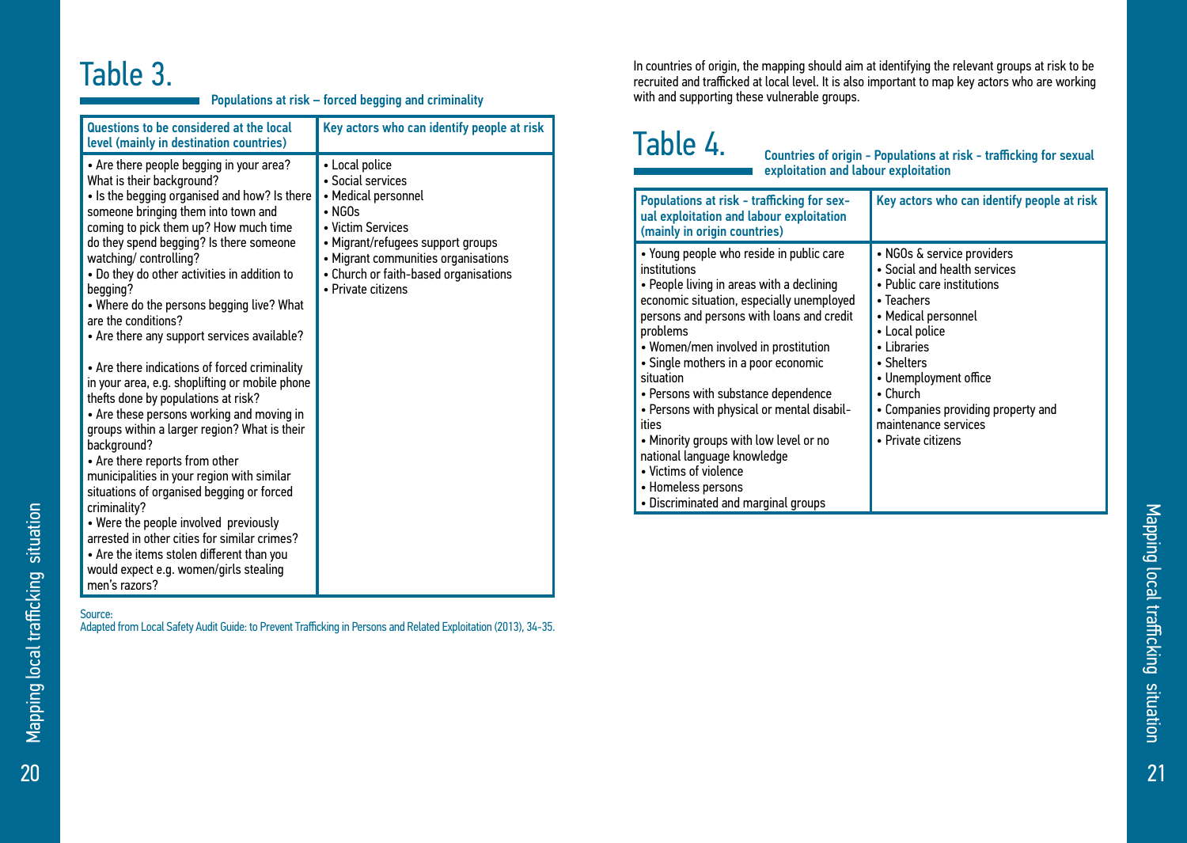## Table 3.

**Populations at risk – forced begging and criminality**

| Questions to be considered at the local level (mainly in destination countries) | Key actors who can identify people at risk |
|---|---|
| • Are there people begging in your area? What is their background?<br>• Is the begging organised and how? Is there someone bringing them into town and coming to pick them up? How much time do they spend begging? Is there someone watching/ controlling?<br>• Do they do other activities in addition to begging?<br>• Where do the persons begging live? What are the conditions?<br>• Are there any support services available?<br><br>• Are there indications of forced criminality in your area, e.g. shoplifting or mobile phone thefts done by populations at risk?<br>• Are these persons working and moving in groups within a larger region? What is their background?<br>• Are there reports from other municipalities in your region with similar situations of organised begging or forced criminality?<br>• Were the people involved previously arrested in other cities for similar crimes?<br>• Are the items stolen different than you would expect e.g. women/girls stealing men's razors? | • Local police<br>• Social services<br>• Medical personnel<br>• NGOs<br>• Victim Services<br>• Migrant/refugees support groups<br>• Migrant communities organisations<br>• Church or faith-based organisations<br>• Private citizens |

Source:
Adapted from Local Safety Audit Guide: to Prevent Trafficking in Persons and Related Exploitation (2013), 34-35.

In countries of origin, the mapping should aim at identifying the relevant groups at risk to be recruited and trafficked at local level. It is also important to map key actors who are working with and supporting these vulnerable groups.

## Table 4.

**Countries of origin - Populations at risk - trafficking for sexual exploitation and labour exploitation**

| Populations at risk - trafficking for sexual exploitation and labour exploitation (mainly in origin countries) | Key actors who can identify people at risk |
|---|---|
| • Young people who reside in public care institutions<br>• People living in areas with a declining economic situation, especially unemployed persons and persons with loans and credit problems<br>• Women/men involved in prostitution<br>• Single mothers in a poor economic situation<br>• Persons with substance dependence<br>• Persons with physical or mental disabilities<br>• Minority groups with low level or no national language knowledge<br>• Victims of violence<br>• Homeless persons<br>• Discriminated and marginal groups | • NGOs & service providers<br>• Social and health services<br>• Public care institutions<br>• Teachers<br>• Medical personnel<br>• Local police<br>• Libraries<br>• Shelters<br>• Unemployment office<br>• Church<br>• Companies providing property and maintenance services<br>• Private citizens |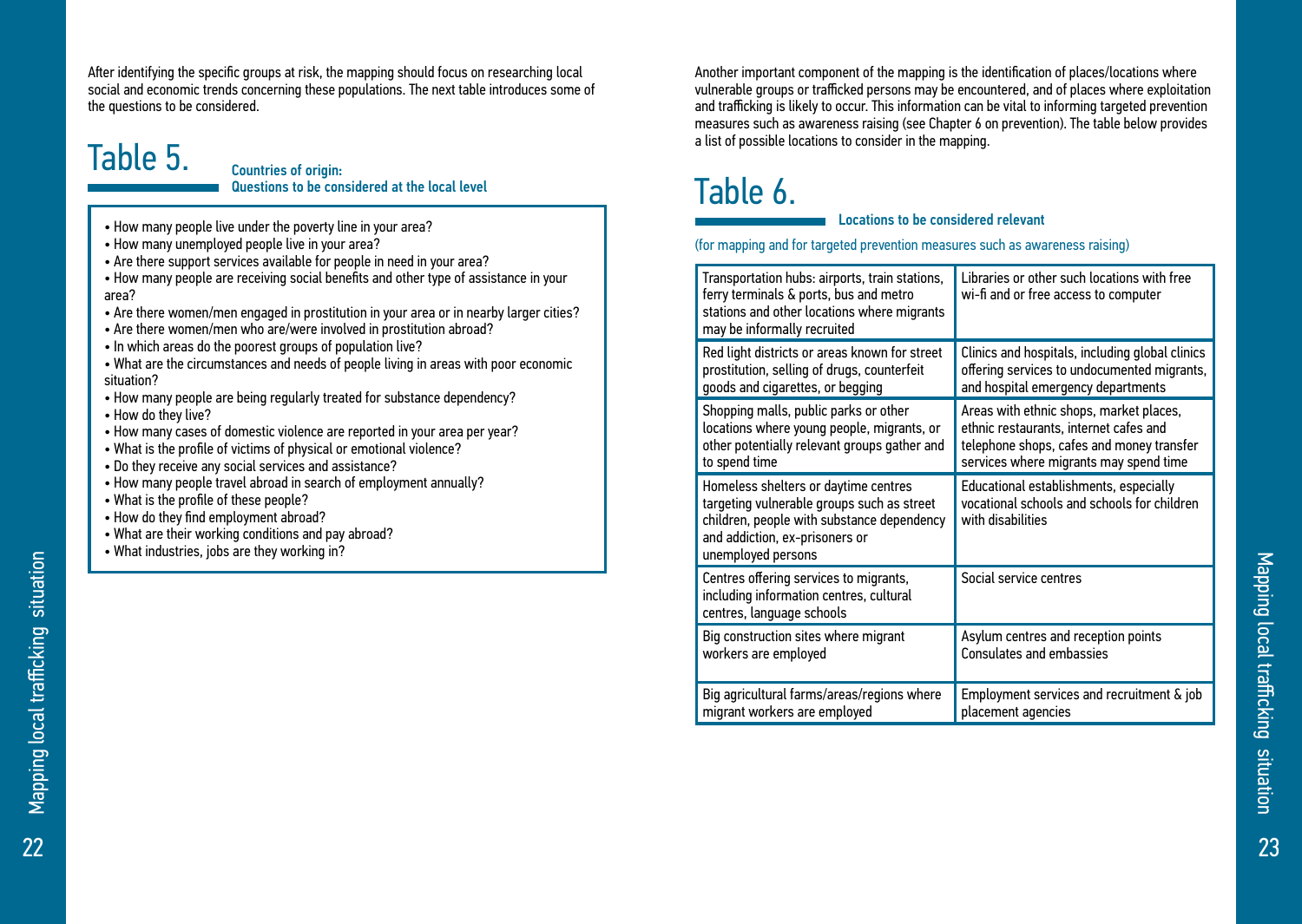After identifying the specific groups at risk, the mapping should focus on researching local social and economic trends concerning these populations. The next table introduces some of the questions to be considered.

## Table 5.

**Countries of origin: Questions to be considered at the local level**

- How many people live under the poverty line in your area?
- How many unemployed people live in your area?
- Are there support services available for people in need in your area?
- How many people are receiving social benefits and other type of assistance in your area?
- Are there women/men engaged in prostitution in your area or in nearby larger cities?
- Are there women/men who are/were involved in prostitution abroad?
- In which areas do the poorest groups of population live?
- What are the circumstances and needs of people living in areas with poor economic situation?
- How many people are being regularly treated for substance dependency?
- How do they live?
- How many cases of domestic violence are reported in your area per year?
- What is the profile of victims of physical or emotional violence?
- Do they receive any social services and assistance?
- How many people travel abroad in search of employment annually?
- What is the profile of these people?
- How do they find employment abroad?
- What are their working conditions and pay abroad?
- What industries, jobs are they working in?

Another important component of the mapping is the identification of places/locations where vulnerable groups or trafficked persons may be encountered, and of places where exploitation and trafficking is likely to occur. This information can be vital to informing targeted prevention measures such as awareness raising (see Chapter 6 on prevention). The table below provides a list of possible locations to consider in the mapping.

## Table 6.

**Locations to be considered relevant**

(for mapping and for targeted prevention measures such as awareness raising)

| | |
|---|---|
| Transportation hubs: airports, train stations, ferry terminals & ports, bus and metro stations and other locations where migrants may be informally recruited | Libraries or other such locations with free wi-fi and or free access to computer |
| Red light districts or areas known for street prostitution, selling of drugs, counterfeit goods and cigarettes, or begging | Clinics and hospitals, including global clinics offering services to undocumented migrants, and hospital emergency departments |
| Shopping malls, public parks or other locations where young people, migrants, or other potentially relevant groups gather and to spend time | Areas with ethnic shops, market places, ethnic restaurants, internet cafes and telephone shops, cafes and money transfer services where migrants may spend time |
| Homeless shelters or daytime centres targeting vulnerable groups such as street children, people with substance dependency and addiction, ex-prisoners or unemployed persons | Educational establishments, especially vocational schools and schools for children with disabilities |
| Centres offering services to migrants, including information centres, cultural centres, language schools | Social service centres |
| Big construction sites where migrant workers are employed | Asylum centres and reception points<br>Consulates and embassies |
| Big agricultural farms/areas/regions where migrant workers are employed | Employment services and recruitment & job placement agencies |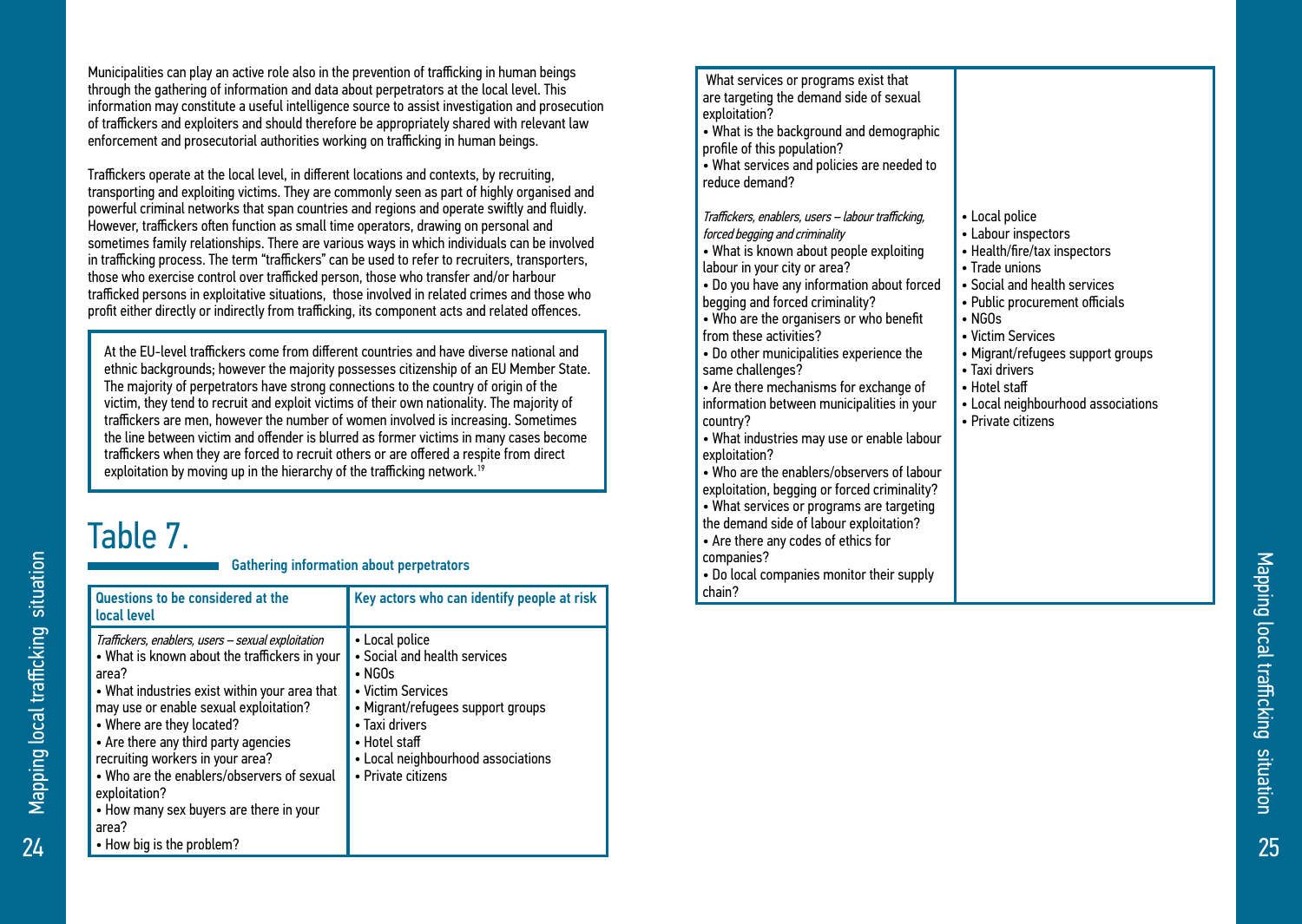Municipalities can play an active role also in the prevention of trafficking in human beings through the gathering of information and data about perpetrators at the local level. This information may constitute a useful intelligence source to assist investigation and prosecution of traffickers and exploiters and should therefore be appropriately shared with relevant law enforcement and prosecutorial authorities working on trafficking in human beings.

Traffickers operate at the local level, in different locations and contexts, by recruiting, transporting and exploiting victims. They are commonly seen as part of highly organised and powerful criminal networks that span countries and regions and operate swiftly and fluidly. However, traffickers often function as small time operators, drawing on personal and sometimes family relationships. There are various ways in which individuals can be involved in trafficking process. The term "traffickers" can be used to refer to recruiters, transporters, those who exercise control over trafficked person, those who transfer and/or harbour trafficked persons in exploitative situations, those involved in related crimes and those who profit either directly or indirectly from trafficking, its component acts and related offences.

> At the EU-level traffickers come from different countries and have diverse national and ethnic backgrounds; however the majority possesses citizenship of an EU Member State. The majority of perpetrators have strong connections to the country of origin of the victim, they tend to recruit and exploit victims of their own nationality. The majority of traffickers are men, however the number of women involved is increasing. Sometimes the line between victim and offender is blurred as former victims in many cases become traffickers when they are forced to recruit others or are offered a respite from direct exploitation by moving up in the hierarchy of the trafficking network.[19]

# Table 7.

**Gathering information about perpetrators**

| Questions to be considered at the local level | Key actors who can identify people at risk |
|---|---|
| *Traffickers, enablers, users – sexual exploitation*<br>• What is known about the traffickers in your area?<br>• What industries exist within your area that may use or enable sexual exploitation?<br>• Where are they located?<br>• Are there any third party agencies recruiting workers in your area?<br>• Who are the enablers/observers of sexual exploitation?<br>• How many sex buyers are there in your area?<br>• How big is the problem?<br>What services or programs exist that are targeting the demand side of sexual exploitation?<br>• What is the background and demographic profile of this population?<br>• What services and policies are needed to reduce demand? | • Local police<br>• Social and health services<br>• NGOs<br>• Victim Services<br>• Migrant/refugees support groups<br>• Taxi drivers<br>• Hotel staff<br>• Local neighbourhood associations<br>• Private citizens |
| *Traffickers, enablers, users – labour trafficking, forced begging and criminality*<br>• What is known about people exploiting labour in your city or area?<br>• Do you have any information about forced begging and forced criminality?<br>• Who are the organisers or who benefit from these activities?<br>• Do other municipalities experience the same challenges?<br>• Are there mechanisms for exchange of information between municipalities in your country?<br>• What industries may use or enable labour exploitation?<br>• Who are the enablers/observers of labour exploitation, begging or forced criminality?<br>• What services or programs are targeting the demand side of labour exploitation?<br>• Are there any codes of ethics for companies?<br>• Do local companies monitor their supply chain? | • Local police<br>• Labour inspectors<br>• Health/fire/tax inspectors<br>• Trade unions<br>• Social and health services<br>• Public procurement officials<br>• NGOs<br>• Victim Services<br>• Migrant/refugees support groups<br>• Taxi drivers<br>• Hotel staff<br>• Local neighbourhood associations<br>• Private citizens |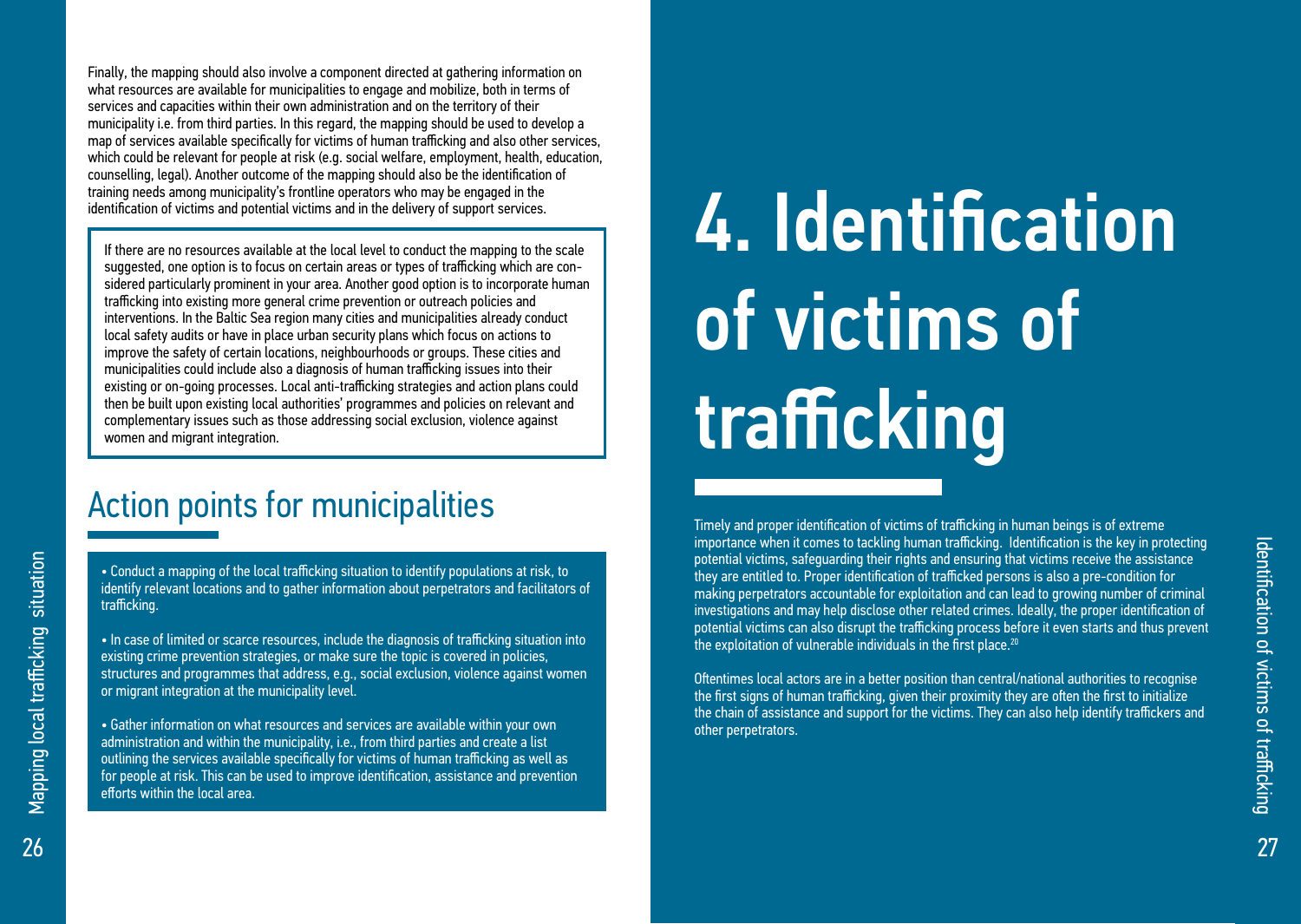Finally, the mapping should also involve a component directed at gathering information on what resources are available for municipalities to engage and mobilize, both in terms of services and capacities within their own administration and on the territory of their municipality i.e. from third parties. In this regard, the mapping should be used to develop a map of services available specifically for victims of human trafficking and also other services, which could be relevant for people at risk (e.g. social welfare, employment, health, education, counselling, legal). Another outcome of the mapping should also be the identification of training needs among municipality's frontline operators who may be engaged in the identification of victims and potential victims and in the delivery of support services.

> If there are no resources available at the local level to conduct the mapping to the scale suggested, one option is to focus on certain areas or types of trafficking which are considered particularly prominent in your area. Another good option is to incorporate human trafficking into existing more general crime prevention or outreach policies and interventions. In the Baltic Sea region many cities and municipalities already conduct local safety audits or have in place urban security plans which focus on actions to improve the safety of certain locations, neighbourhoods or groups. These cities and municipalities could include also a diagnosis of human trafficking issues into their existing or on-going processes. Local anti-trafficking strategies and action plans could then be built upon existing local authorities' programmes and policies on relevant and complementary issues such as those addressing social exclusion, violence against women and migrant integration.

## Action points for municipalities

- Conduct a mapping of the local trafficking situation to identify populations at risk, to identify relevant locations and to gather information about perpetrators and facilitators of trafficking.
- In case of limited or scarce resources, include the diagnosis of trafficking situation into existing crime prevention strategies, or make sure the topic is covered in policies, structures and programmes that address, e.g., social exclusion, violence against women or migrant integration at the municipality level.
- Gather information on what resources and services are available within your own administration and within the municipality, i.e., from third parties and create a list outlining the services available specifically for victims of human trafficking as well as for people at risk. This can be used to improve identification, assistance and prevention efforts within the local area.

# 4. Identification of victims of trafficking

Timely and proper identification of victims of trafficking in human beings is of extreme importance when it comes to tackling human trafficking. Identification is the key in protecting potential victims, safeguarding their rights and ensuring that victims receive the assistance they are entitled to. Proper identification of trafficked persons is also a pre-condition for making perpetrators accountable for exploitation and can lead to growing number of criminal investigations and may help disclose other related crimes. Ideally, the proper identification of potential victims can also disrupt the trafficking process before it even starts and thus prevent the exploitation of vulnerable individuals in the first place.[20]

Oftentimes local actors are in a better position than central/national authorities to recognise the first signs of human trafficking, given their proximity they are often the first to initialize the chain of assistance and support for the victims. They can also help identify traffickers and other perpetrators.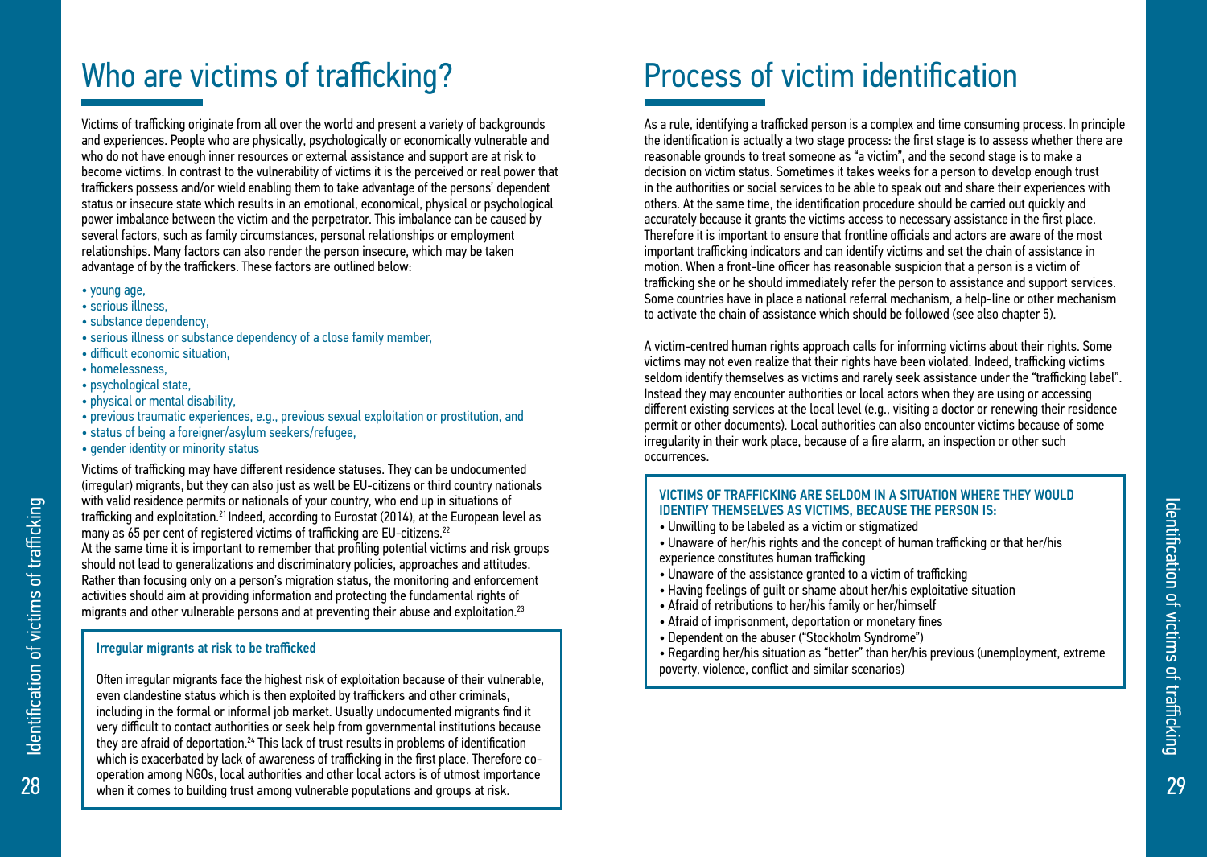# Who are victims of trafficking?

Victims of trafficking originate from all over the world and present a variety of backgrounds and experiences. People who are physically, psychologically or economically vulnerable and who do not have enough inner resources or external assistance and support are at risk to become victims. In contrast to the vulnerability of victims it is the perceived or real power that traffickers possess and/or wield enabling them to take advantage of the persons' dependent status or insecure state which results in an emotional, economical, physical or psychological power imbalance between the victim and the perpetrator. This imbalance can be caused by several factors, such as family circumstances, personal relationships or employment relationships. Many factors can also render the person insecure, which may be taken advantage of by the traffickers. These factors are outlined below:

- young age,
- serious illness,
- substance dependency,
- serious illness or substance dependency of a close family member,
- difficult economic situation,
- homelessness,
- psychological state,
- physical or mental disability,
- previous traumatic experiences, e.g., previous sexual exploitation or prostitution, and
- status of being a foreigner/asylum seekers/refugee,
- gender identity or minority status

Victims of trafficking may have different residence statuses. They can be undocumented (irregular) migrants, but they can also just as well be EU-citizens or third country nationals with valid residence permits or nationals of your country, who end up in situations of trafficking and exploitation.[21] Indeed, according to Eurostat (2014), at the European level as many as 65 per cent of registered victims of trafficking are EU-citizens.[22]
At the same time it is important to remember that profiling potential victims and risk groups should not lead to generalizations and discriminatory policies, approaches and attitudes. Rather than focusing only on a person's migration status, the monitoring and enforcement activities should aim at providing information and protecting the fundamental rights of migrants and other vulnerable persons and at preventing their abuse and exploitation.[23]

**Irregular migrants at risk to be trafficked**

Often irregular migrants face the highest risk of exploitation because of their vulnerable, even clandestine status which is then exploited by traffickers and other criminals, including in the formal or informal job market. Usually undocumented migrants find it very difficult to contact authorities or seek help from governmental institutions because they are afraid of deportation.[24] This lack of trust results in problems of identification which is exacerbated by lack of awareness of trafficking in the first place. Therefore co-operation among NGOs, local authorities and other local actors is of utmost importance when it comes to building trust among vulnerable populations and groups at risk.

# Process of victim identification

As a rule, identifying a trafficked person is a complex and time consuming process. In principle the identification is actually a two stage process: the first stage is to assess whether there are reasonable grounds to treat someone as "a victim", and the second stage is to make a decision on victim status. Sometimes it takes weeks for a person to develop enough trust in the authorities or social services to be able to speak out and share their experiences with others. At the same time, the identification procedure should be carried out quickly and accurately because it grants the victims access to necessary assistance in the first place. Therefore it is important to ensure that frontline officials and actors are aware of the most important trafficking indicators and can identify victims and set the chain of assistance in motion. When a front-line officer has reasonable suspicion that a person is a victim of trafficking she or he should immediately refer the person to assistance and support services. Some countries have in place a national referral mechanism, a help-line or other mechanism to activate the chain of assistance which should be followed (see also chapter 5).

A victim-centred human rights approach calls for informing victims about their rights. Some victims may not even realize that their rights have been violated. Indeed, trafficking victims seldom identify themselves as victims and rarely seek assistance under the "trafficking label". Instead they may encounter authorities or local actors when they are using or accessing different existing services at the local level (e.g., visiting a doctor or renewing their residence permit or other documents). Local authorities can also encounter victims because of some irregularity in their work place, because of a fire alarm, an inspection or other such occurrences.

**VICTIMS OF TRAFFICKING ARE SELDOM IN A SITUATION WHERE THEY WOULD IDENTIFY THEMSELVES AS VICTIMS, BECAUSE THE PERSON IS:**

- Unwilling to be labeled as a victim or stigmatized
- Unaware of her/his rights and the concept of human trafficking or that her/his experience constitutes human trafficking
- Unaware of the assistance granted to a victim of trafficking
- Having feelings of guilt or shame about her/his exploitative situation
- Afraid of retributions to her/his family or her/himself
- Afraid of imprisonment, deportation or monetary fines
- Dependent on the abuser ("Stockholm Syndrome")
- Regarding her/his situation as "better" than her/his previous (unemployment, extreme poverty, violence, conflict and similar scenarios)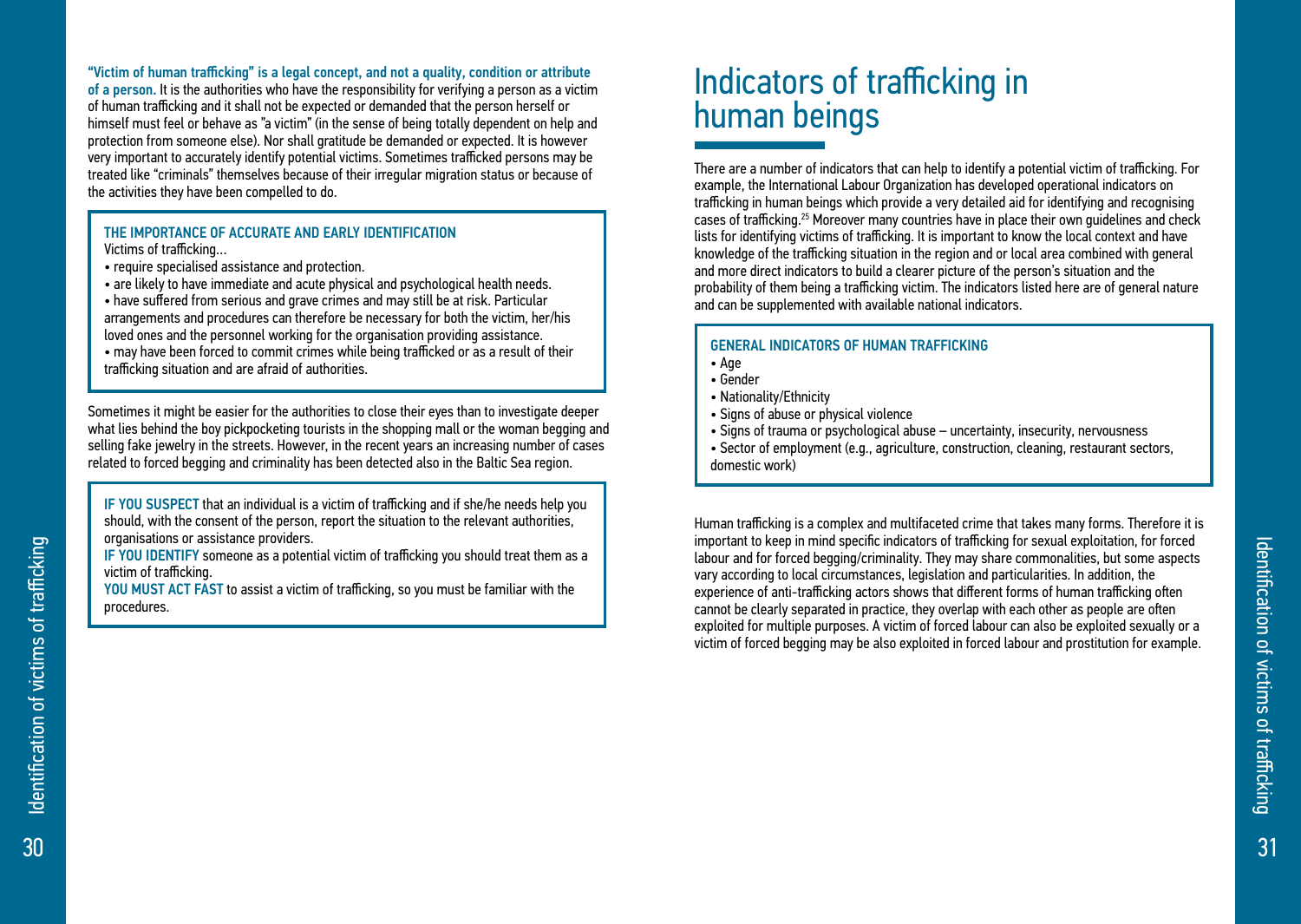**"Victim of human trafficking" is a legal concept, and not a quality, condition or attribute of a person.** It is the authorities who have the responsibility for verifying a person as a victim of human trafficking and it shall not be expected or demanded that the person herself or himself must feel or behave as "a victim" (in the sense of being totally dependent on help and protection from someone else). Nor shall gratitude be demanded or expected. It is however very important to accurately identify potential victims. Sometimes trafficked persons may be treated like "criminals" themselves because of their irregular migration status or because of the activities they have been compelled to do.

**THE IMPORTANCE OF ACCURATE AND EARLY IDENTIFICATION**

Victims of trafficking...

- require specialised assistance and protection.
- are likely to have immediate and acute physical and psychological health needs.
- have suffered from serious and grave crimes and may still be at risk. Particular arrangements and procedures can therefore be necessary for both the victim, her/his loved ones and the personnel working for the organisation providing assistance.
- may have been forced to commit crimes while being trafficked or as a result of their trafficking situation and are afraid of authorities.

Sometimes it might be easier for the authorities to close their eyes than to investigate deeper what lies behind the boy pickpocketing tourists in the shopping mall or the woman begging and selling fake jewelry in the streets. However, in the recent years an increasing number of cases related to forced begging and criminality has been detected also in the Baltic Sea region.

**IF YOU SUSPECT** that an individual is a victim of trafficking and if she/he needs help you should, with the consent of the person, report the situation to the relevant authorities, organisations or assistance providers.
**IF YOU IDENTIFY** someone as a potential victim of trafficking you should treat them as a victim of trafficking.
**YOU MUST ACT FAST** to assist a victim of trafficking, so you must be familiar with the procedures.

# Indicators of trafficking in human beings

There are a number of indicators that can help to identify a potential victim of trafficking. For example, the International Labour Organization has developed operational indicators on trafficking in human beings which provide a very detailed aid for identifying and recognising cases of trafficking.[25] Moreover many countries have in place their own guidelines and check lists for identifying victims of trafficking. It is important to know the local context and have knowledge of the trafficking situation in the region and or local area combined with general and more direct indicators to build a clearer picture of the person's situation and the probability of them being a trafficking victim. The indicators listed here are of general nature and can be supplemented with available national indicators.

**GENERAL INDICATORS OF HUMAN TRAFFICKING**

- Age
- Gender
- Nationality/Ethnicity
- Signs of abuse or physical violence
- Signs of trauma or psychological abuse – uncertainty, insecurity, nervousness
- Sector of employment (e.g., agriculture, construction, cleaning, restaurant sectors, domestic work)

Human trafficking is a complex and multifaceted crime that takes many forms. Therefore it is important to keep in mind specific indicators of trafficking for sexual exploitation, for forced labour and for forced begging/criminality. They may share commonalities, but some aspects vary according to local circumstances, legislation and particularities. In addition, the experience of anti-trafficking actors shows that different forms of human trafficking often cannot be clearly separated in practice, they overlap with each other as people are often exploited for multiple purposes. A victim of forced labour can also be exploited sexually or a victim of forced begging may be also exploited in forced labour and prostitution for example.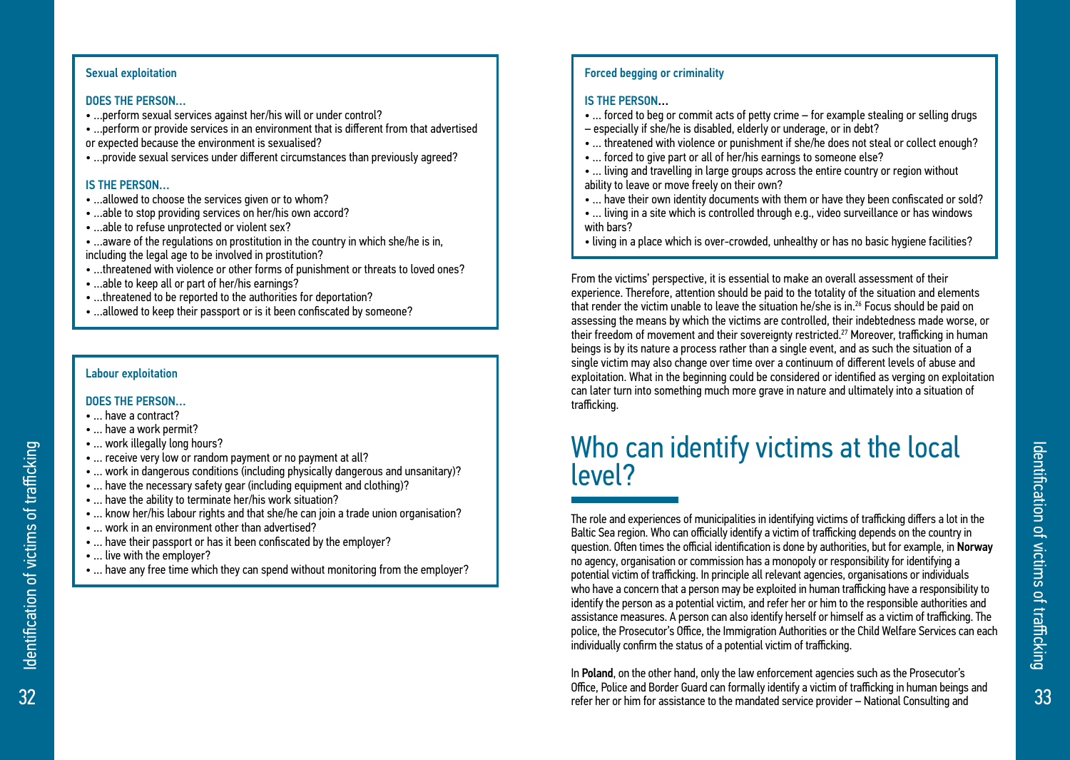### Sexual exploitation

**DOES THE PERSON...**

- ...perform sexual services against her/his will or under control?
- ...perform or provide services in an environment that is different from that advertised or expected because the environment is sexualised?
- ...provide sexual services under different circumstances than previously agreed?

**IS THE PERSON...**

- ...allowed to choose the services given or to whom?
- ...able to stop providing services on her/his own accord?
- ...able to refuse unprotected or violent sex?
- ...aware of the regulations on prostitution in the country in which she/he is in, including the legal age to be involved in prostitution?
- ...threatened with violence or other forms of punishment or threats to loved ones?
- ...able to keep all or part of her/his earnings?
- ...threatened to be reported to the authorities for deportation?
- ...allowed to keep their passport or is it been confiscated by someone?

### Labour exploitation

**DOES THE PERSON...**

- ... have a contract?
- ... have a work permit?
- ... work illegally long hours?
- ... receive very low or random payment or no payment at all?
- ... work in dangerous conditions (including physically dangerous and unsanitary)?
- ... have the necessary safety gear (including equipment and clothing)?
- ... have the ability to terminate her/his work situation?
- ... know her/his labour rights and that she/he can join a trade union organisation?
- ... work in an environment other than advertised?
- ... have their passport or has it been confiscated by the employer?
- ... live with the employer?
- ... have any free time which they can spend without monitoring from the employer?

### Forced begging or criminality

**IS THE PERSON...**

- ... forced to beg or commit acts of petty crime – for example stealing or selling drugs – especially if she/he is disabled, elderly or underage, or in debt?
- ... threatened with violence or punishment if she/he does not steal or collect enough?
- ... forced to give part or all of her/his earnings to someone else?
- ... living and travelling in large groups across the entire country or region without ability to leave or move freely on their own?
- ... have their own identity documents with them or have they been confiscated or sold?
- ... living in a site which is controlled through e.g., video surveillance or has windows with bars?
- living in a place which is over-crowded, unhealthy or has no basic hygiene facilities?

From the victims' perspective, it is essential to make an overall assessment of their experience. Therefore, attention should be paid to the totality of the situation and elements that render the victim unable to leave the situation he/she is in.[26] Focus should be paid on assessing the means by which the victims are controlled, their indebtedness made worse, or their freedom of movement and their sovereignty restricted.[27] Moreover, trafficking in human beings is by its nature a process rather than a single event, and as such the situation of a single victim may also change over time over a continuum of different levels of abuse and exploitation. What in the beginning could be considered or identified as verging on exploitation can later turn into something much more grave in nature and ultimately into a situation of trafficking.

## Who can identify victims at the local level?

The role and experiences of municipalities in identifying victims of trafficking differs a lot in the Baltic Sea region. Who can officially identify a victim of trafficking depends on the country in question. Often times the official identification is done by authorities, but for example, in **Norway** no agency, organisation or commission has a monopoly or responsibility for identifying a potential victim of trafficking. In principle all relevant agencies, organisations or individuals who have a concern that a person may be exploited in human trafficking have a responsibility to identify the person as a potential victim, and refer her or him to the responsible authorities and assistance measures. A person can also identify herself or himself as a victim of trafficking. The police, the Prosecutor's Office, the Immigration Authorities or the Child Welfare Services can each individually confirm the status of a potential victim of trafficking.

In **Poland**, on the other hand, only the law enforcement agencies such as the Prosecutor's Office, Police and Border Guard can formally identify a victim of trafficking in human beings and refer her or him for assistance to the mandated service provider – National Consulting and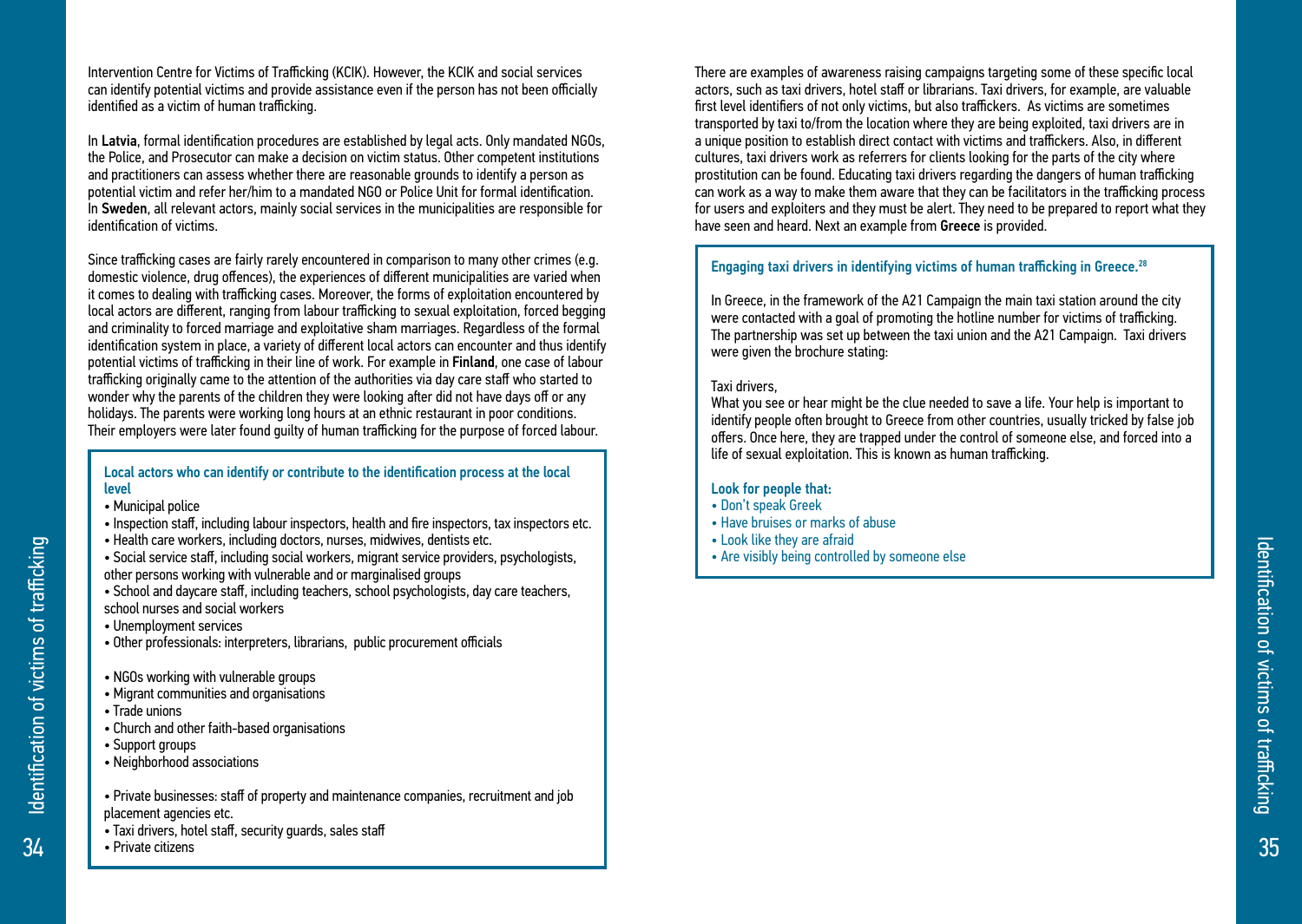Intervention Centre for Victims of Trafficking (KCIK). However, the KCIK and social services can identify potential victims and provide assistance even if the person has not been officially identified as a victim of human trafficking.

In **Latvia**, formal identification procedures are established by legal acts. Only mandated NGOs, the Police, and Prosecutor can make a decision on victim status. Other competent institutions and practitioners can assess whether there are reasonable grounds to identify a person as potential victim and refer her/him to a mandated NGO or Police Unit for formal identification. In **Sweden**, all relevant actors, mainly social services in the municipalities are responsible for identification of victims.

Since trafficking cases are fairly rarely encountered in comparison to many other crimes (e.g. domestic violence, drug offences), the experiences of different municipalities are varied when it comes to dealing with trafficking cases. Moreover, the forms of exploitation encountered by local actors are different, ranging from labour trafficking to sexual exploitation, forced begging and criminality to forced marriage and exploitative sham marriages. Regardless of the formal identification system in place, a variety of different local actors can encounter and thus identify potential victims of trafficking in their line of work. For example in **Finland**, one case of labour trafficking originally came to the attention of the authorities via day care staff who started to wonder why the parents of the children they were looking after did not have days off or any holidays. The parents were working long hours at an ethnic restaurant in poor conditions. Their employers were later found guilty of human trafficking for the purpose of forced labour.

**Local actors who can identify or contribute to the identification process at the local level**

- Municipal police
- Inspection staff, including labour inspectors, health and fire inspectors, tax inspectors etc.
- Health care workers, including doctors, nurses, midwives, dentists etc.
- Social service staff, including social workers, migrant service providers, psychologists, other persons working with vulnerable and or marginalised groups
- School and daycare staff, including teachers, school psychologists, day care teachers, school nurses and social workers
- Unemployment services
- Other professionals: interpreters, librarians, public procurement officials

- NGOs working with vulnerable groups
- Migrant communities and organisations
- Trade unions
- Church and other faith-based organisations
- Support groups
- Neighborhood associations

- Private businesses: staff of property and maintenance companies, recruitment and job placement agencies etc.
- Taxi drivers, hotel staff, security guards, sales staff
- Private citizens

There are examples of awareness raising campaigns targeting some of these specific local actors, such as taxi drivers, hotel staff or librarians. Taxi drivers, for example, are valuable first level identifiers of not only victims, but also traffickers. As victims are sometimes transported by taxi to/from the location where they are being exploited, taxi drivers are in a unique position to establish direct contact with victims and traffickers. Also, in different cultures, taxi drivers work as referrers for clients looking for the parts of the city where prostitution can be found. Educating taxi drivers regarding the dangers of human trafficking can work as a way to make them aware that they can be facilitators in the trafficking process for users and exploiters and they must be alert. They need to be prepared to report what they have seen and heard. Next an example from **Greece** is provided.

**Engaging taxi drivers in identifying victims of human trafficking in Greece.[28]**

In Greece, in the framework of the A21 Campaign the main taxi station around the city were contacted with a goal of promoting the hotline number for victims of trafficking. The partnership was set up between the taxi union and the A21 Campaign. Taxi drivers were given the brochure stating:

Taxi drivers,
What you see or hear might be the clue needed to save a life. Your help is important to identify people often brought to Greece from other countries, usually tricked by false job offers. Once here, they are trapped under the control of someone else, and forced into a life of sexual exploitation. This is known as human trafficking.

**Look for people that:**

- Don't speak Greek
- Have bruises or marks of abuse
- Look like they are afraid
- Are visibly being controlled by someone else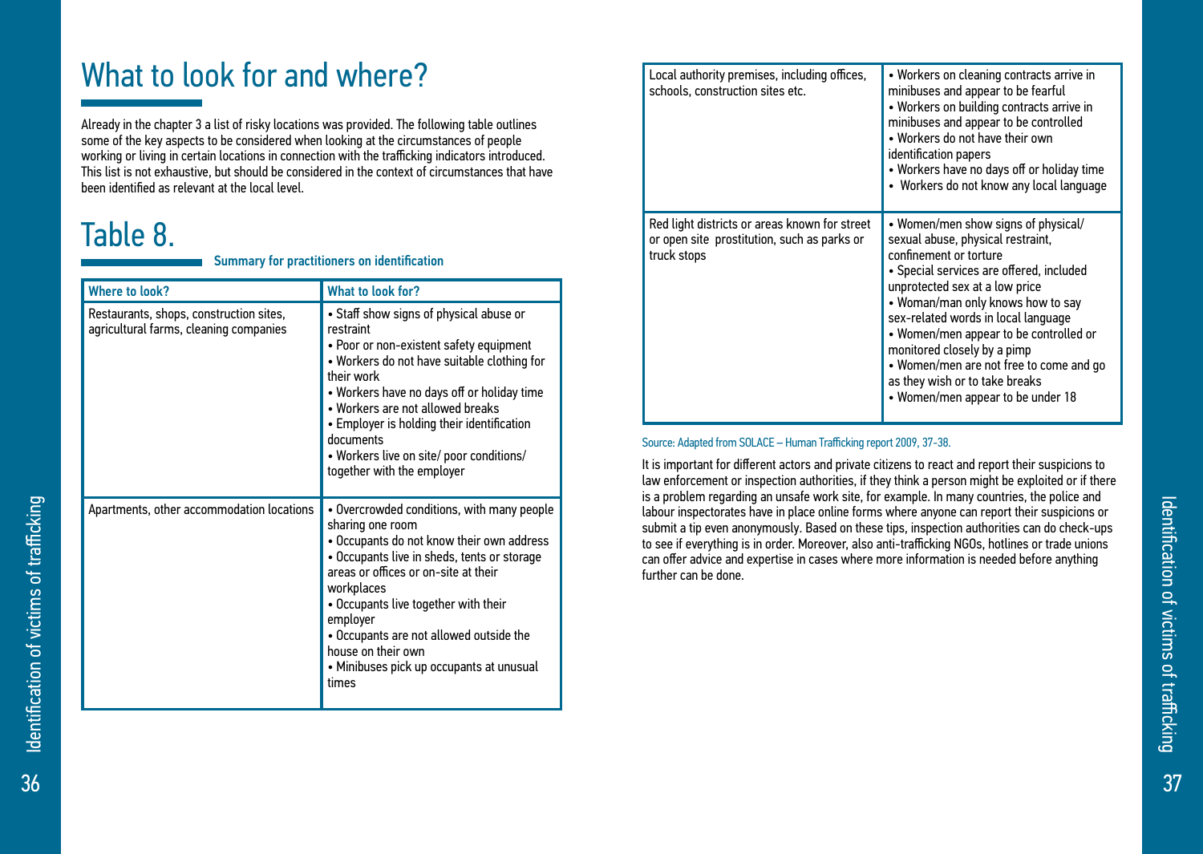# What to look for and where?

Already in the chapter 3 a list of risky locations was provided. The following table outlines some of the key aspects to be considered when looking at the circumstances of people working or living in certain locations in connection with the trafficking indicators introduced. This list is not exhaustive, but should be considered in the context of circumstances that have been identified as relevant at the local level.

## Table 8.

**Summary for practitioners on identification**

| Where to look? | What to look for? |
|---|---|
| Restaurants, shops, construction sites, agricultural farms, cleaning companies | • Staff show signs of physical abuse or restraint<br>• Poor or non-existent safety equipment<br>• Workers do not have suitable clothing for their work<br>• Workers have no days off or holiday time<br>• Workers are not allowed breaks<br>• Employer is holding their identification documents<br>• Workers live on site/ poor conditions/ together with the employer |
| Apartments, other accommodation locations | • Overcrowded conditions, with many people sharing one room<br>• Occupants do not know their own address<br>• Occupants live in sheds, tents or storage areas or offices or on-site at their workplaces<br>• Occupants live together with their employer<br>• Occupants are not allowed outside the house on their own<br>• Minibuses pick up occupants at unusual times |
| Local authority premises, including offices, schools, construction sites etc. | • Workers on cleaning contracts arrive in minibuses and appear to be fearful<br>• Workers on building contracts arrive in minibuses and appear to be controlled<br>• Workers do not have their own identification papers<br>• Workers have no days off or holiday time<br>• Workers do not know any local language |
| Red light districts or areas known for street or open site prostitution, such as parks or truck stops | • Women/men show signs of physical/ sexual abuse, physical restraint, confinement or torture<br>• Special services are offered, included unprotected sex at a low price<br>• Woman/man only knows how to say sex-related words in local language<br>• Women/men appear to be controlled or monitored closely by a pimp<br>• Women/men are not free to come and go as they wish or to take breaks<br>• Women/men appear to be under 18 |

Source: Adapted from SOLACE – Human Trafficking report 2009, 37-38.

It is important for different actors and private citizens to react and report their suspicions to law enforcement or inspection authorities, if they think a person might be exploited or if there is a problem regarding an unsafe work site, for example. In many countries, the police and labour inspectorates have in place online forms where anyone can report their suspicions or submit a tip even anonymously. Based on these tips, inspection authorities can do check-ups to see if everything is in order. Moreover, also anti-trafficking NGOs, hotlines or trade unions can offer advice and expertise in cases where more information is needed before anything further can be done.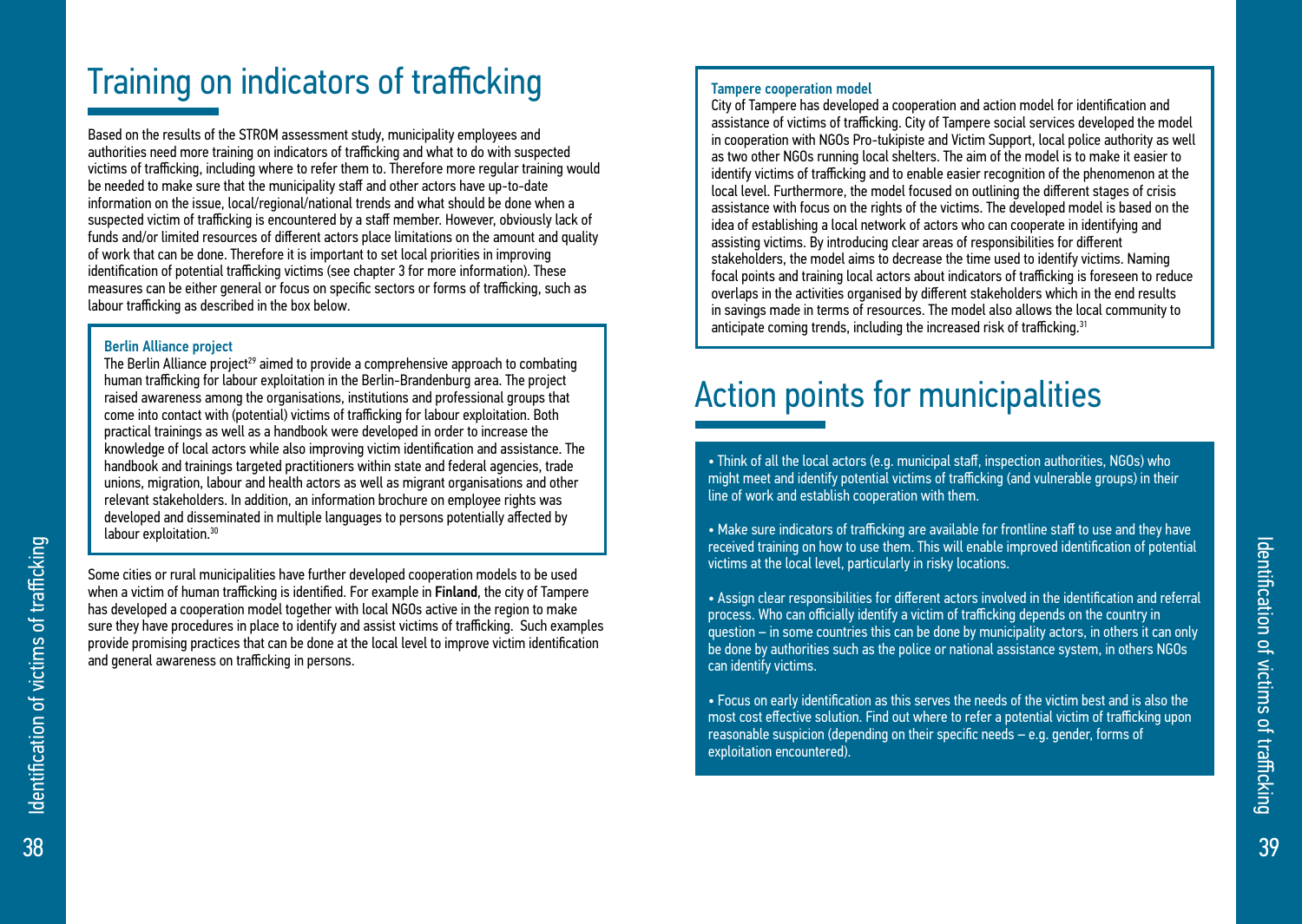# Training on indicators of trafficking

Based on the results of the STROM assessment study, municipality employees and authorities need more training on indicators of trafficking and what to do with suspected victims of trafficking, including where to refer them to. Therefore more regular training would be needed to make sure that the municipality staff and other actors have up-to-date information on the issue, local/regional/national trends and what should be done when a suspected victim of trafficking is encountered by a staff member. However, obviously lack of funds and/or limited resources of different actors place limitations on the amount and quality of work that can be done. Therefore it is important to set local priorities in improving identification of potential trafficking victims (see chapter 3 for more information). These measures can be either general or focus on specific sectors or forms of trafficking, such as labour trafficking as described in the box below.

> **Berlin Alliance project**
>
> The Berlin Alliance project[29] aimed to provide a comprehensive approach to combating human trafficking for labour exploitation in the Berlin-Brandenburg area. The project raised awareness among the organisations, institutions and professional groups that come into contact with (potential) victims of trafficking for labour exploitation. Both practical trainings as well as a handbook were developed in order to increase the knowledge of local actors while also improving victim identification and assistance. The handbook and trainings targeted practitioners within state and federal agencies, trade unions, migration, labour and health actors as well as migrant organisations and other relevant stakeholders. In addition, an information brochure on employee rights was developed and disseminated in multiple languages to persons potentially affected by labour exploitation.[30]

Some cities or rural municipalities have further developed cooperation models to be used when a victim of human trafficking is identified. For example in **Finland**, the city of Tampere has developed a cooperation model together with local NGOs active in the region to make sure they have procedures in place to identify and assist victims of trafficking. Such examples provide promising practices that can be done at the local level to improve victim identification and general awareness on trafficking in persons.

> **Tampere cooperation model**
>
> City of Tampere has developed a cooperation and action model for identification and assistance of victims of trafficking. City of Tampere social services developed the model in cooperation with NGOs Pro-tukipiste and Victim Support, local police authority as well as two other NGOs running local shelters. The aim of the model is to make it easier to identify victims of trafficking and to enable easier recognition of the phenomenon at the local level. Furthermore, the model focused on outlining the different stages of crisis assistance with focus on the rights of the victims. The developed model is based on the idea of establishing a local network of actors who can cooperate in identifying and assisting victims. By introducing clear areas of responsibilities for different stakeholders, the model aims to decrease the time used to identify victims. Naming focal points and training local actors about indicators of trafficking is foreseen to reduce overlaps in the activities organised by different stakeholders which in the end results in savings made in terms of resources. The model also allows the local community to anticipate coming trends, including the increased risk of trafficking.[31]

# Action points for municipalities

- Think of all the local actors (e.g. municipal staff, inspection authorities, NGOs) who might meet and identify potential victims of trafficking (and vulnerable groups) in their line of work and establish cooperation with them.

- Make sure indicators of trafficking are available for frontline staff to use and they have received training on how to use them. This will enable improved identification of potential victims at the local level, particularly in risky locations.

- Assign clear responsibilities for different actors involved in the identification and referral process. Who can officially identify a victim of trafficking depends on the country in question – in some countries this can be done by municipality actors, in others it can only be done by authorities such as the police or national assistance system, in others NGOs can identify victims.

- Focus on early identification as this serves the needs of the victim best and is also the most cost effective solution. Find out where to refer a potential victim of trafficking upon reasonable suspicion (depending on their specific needs – e.g. gender, forms of exploitation encountered).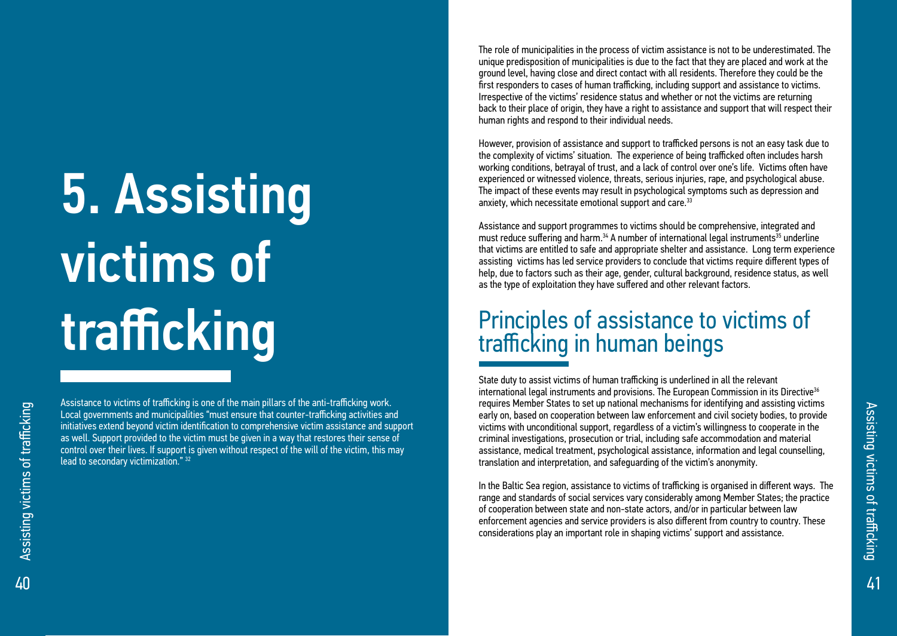# 5. Assisting victims of trafficking

Assistance to victims of trafficking is one of the main pillars of the anti-trafficking work. Local governments and municipalities "must ensure that counter-trafficking activities and initiatives extend beyond victim identification to comprehensive victim assistance and support as well. Support provided to the victim must be given in a way that restores their sense of control over their lives. If support is given without respect of the will of the victim, this may lead to secondary victimization." [32]

The role of municipalities in the process of victim assistance is not to be underestimated. The unique predisposition of municipalities is due to the fact that they are placed and work at the ground level, having close and direct contact with all residents. Therefore they could be the first responders to cases of human trafficking, including support and assistance to victims. Irrespective of the victims' residence status and whether or not the victims are returning back to their place of origin, they have a right to assistance and support that will respect their human rights and respond to their individual needs.

However, provision of assistance and support to trafficked persons is not an easy task due to the complexity of victims' situation. The experience of being trafficked often includes harsh working conditions, betrayal of trust, and a lack of control over one's life. Victims often have experienced or witnessed violence, threats, serious injuries, rape, and psychological abuse. The impact of these events may result in psychological symptoms such as depression and anxiety, which necessitate emotional support and care.[33]

Assistance and support programmes to victims should be comprehensive, integrated and must reduce suffering and harm.[34] A number of international legal instruments[35] underline that victims are entitled to safe and appropriate shelter and assistance. Long term experience assisting victims has led service providers to conclude that victims require different types of help, due to factors such as their age, gender, cultural background, residence status, as well as the type of exploitation they have suffered and other relevant factors.

## Principles of assistance to victims of trafficking in human beings

State duty to assist victims of human trafficking is underlined in all the relevant international legal instruments and provisions. The European Commission in its Directive[36] requires Member States to set up national mechanisms for identifying and assisting victims early on, based on cooperation between law enforcement and civil society bodies, to provide victims with unconditional support, regardless of a victim's willingness to cooperate in the criminal investigations, prosecution or trial, including safe accommodation and material assistance, medical treatment, psychological assistance, information and legal counselling, translation and interpretation, and safeguarding of the victim's anonymity.

In the Baltic Sea region, assistance to victims of trafficking is organised in different ways. The range and standards of social services vary considerably among Member States; the practice of cooperation between state and non-state actors, and/or in particular between law enforcement agencies and service providers is also different from country to country. These considerations play an important role in shaping victims' support and assistance.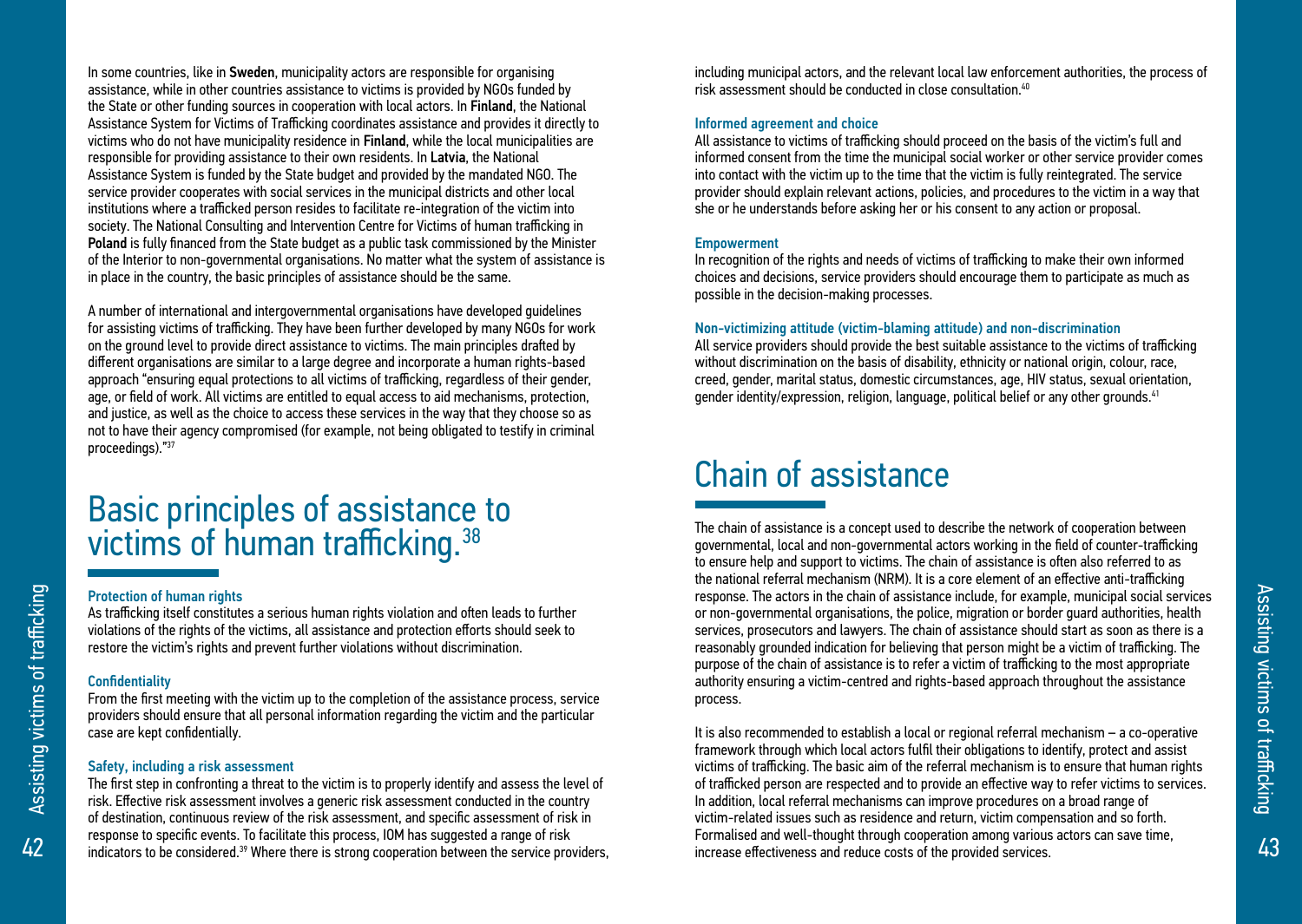In some countries, like in **Sweden**, municipality actors are responsible for organising assistance, while in other countries assistance to victims is provided by NGOs funded by the State or other funding sources in cooperation with local actors. In **Finland**, the National Assistance System for Victims of Trafficking coordinates assistance and provides it directly to victims who do not have municipality residence in **Finland**, while the local municipalities are responsible for providing assistance to their own residents. In **Latvia**, the National Assistance System is funded by the State budget and provided by the mandated NGO. The service provider cooperates with social services in the municipal districts and other local institutions where a trafficked person resides to facilitate re-integration of the victim into society. The National Consulting and Intervention Centre for Victims of human trafficking in **Poland** is fully financed from the State budget as a public task commissioned by the Minister of the Interior to non-governmental organisations. No matter what the system of assistance is in place in the country, the basic principles of assistance should be the same.

A number of international and intergovernmental organisations have developed guidelines for assisting victims of trafficking. They have been further developed by many NGOs for work on the ground level to provide direct assistance to victims. The main principles drafted by different organisations are similar to a large degree and incorporate a human rights-based approach "ensuring equal protections to all victims of trafficking, regardless of their gender, age, or field of work. All victims are entitled to equal access to aid mechanisms, protection, and justice, as well as the choice to access these services in the way that they choose so as not to have their agency compromised (for example, not being obligated to testify in criminal proceedings)."[37]

# Basic principles of assistance to victims of human trafficking.[38]

### Protection of human rights

As trafficking itself constitutes a serious human rights violation and often leads to further violations of the rights of the victims, all assistance and protection efforts should seek to restore the victim's rights and prevent further violations without discrimination.

### Confidentiality

From the first meeting with the victim up to the completion of the assistance process, service providers should ensure that all personal information regarding the victim and the particular case are kept confidentially.

### Safety, including a risk assessment

The first step in confronting a threat to the victim is to properly identify and assess the level of risk. Effective risk assessment involves a generic risk assessment conducted in the country of destination, continuous review of the risk assessment, and specific assessment of risk in response to specific events. To facilitate this process, IOM has suggested a range of risk indicators to be considered.[39] Where there is strong cooperation between the service providers, including municipal actors, and the relevant local law enforcement authorities, the process of risk assessment should be conducted in close consultation.[40]

### Informed agreement and choice

All assistance to victims of trafficking should proceed on the basis of the victim's full and informed consent from the time the municipal social worker or other service provider comes into contact with the victim up to the time that the victim is fully reintegrated. The service provider should explain relevant actions, policies, and procedures to the victim in a way that she or he understands before asking her or his consent to any action or proposal.

### Empowerment

In recognition of the rights and needs of victims of trafficking to make their own informed choices and decisions, service providers should encourage them to participate as much as possible in the decision-making processes.

### Non-victimizing attitude (victim-blaming attitude) and non-discrimination

All service providers should provide the best suitable assistance to the victims of trafficking without discrimination on the basis of disability, ethnicity or national origin, colour, race, creed, gender, marital status, domestic circumstances, age, HIV status, sexual orientation, gender identity/expression, religion, language, political belief or any other grounds.[41]

# Chain of assistance

The chain of assistance is a concept used to describe the network of cooperation between governmental, local and non-governmental actors working in the field of counter-trafficking to ensure help and support to victims. The chain of assistance is often also referred to as the national referral mechanism (NRM). It is a core element of an effective anti-trafficking response. The actors in the chain of assistance include, for example, municipal social services or non-governmental organisations, the police, migration or border guard authorities, health services, prosecutors and lawyers. The chain of assistance should start as soon as there is a reasonably grounded indication for believing that person might be a victim of trafficking. The purpose of the chain of assistance is to refer a victim of trafficking to the most appropriate authority ensuring a victim-centred and rights-based approach throughout the assistance process.

It is also recommended to establish a local or regional referral mechanism – a co-operative framework through which local actors fulfil their obligations to identify, protect and assist victims of trafficking. The basic aim of the referral mechanism is to ensure that human rights of trafficked person are respected and to provide an effective way to refer victims to services. In addition, local referral mechanisms can improve procedures on a broad range of victim-related issues such as residence and return, victim compensation and so forth. Formalised and well-thought through cooperation among various actors can save time, increase effectiveness and reduce costs of the provided services.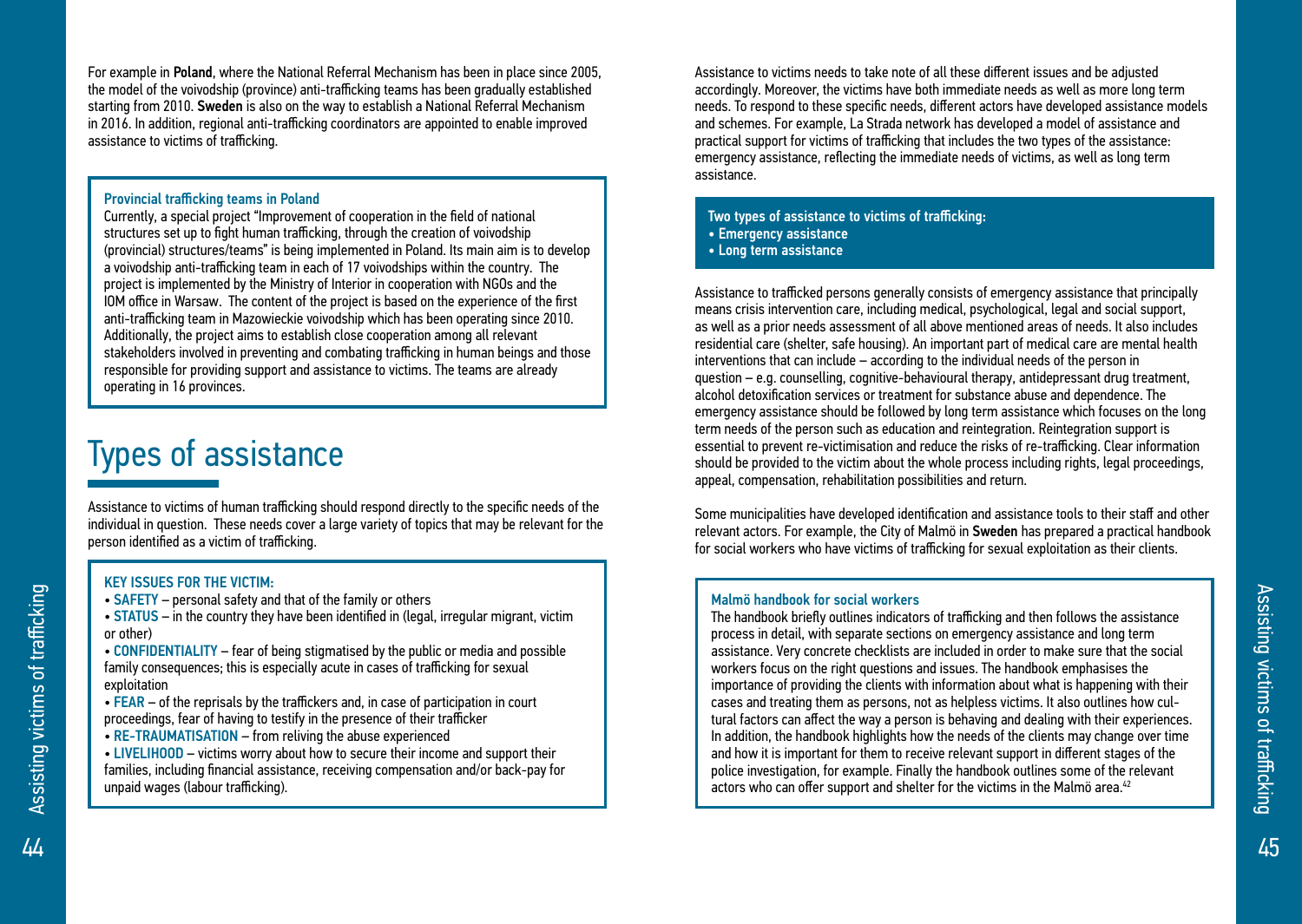For example in **Poland**, where the National Referral Mechanism has been in place since 2005, the model of the voivodship (province) anti-trafficking teams has been gradually established starting from 2010. **Sweden** is also on the way to establish a National Referral Mechanism in 2016. In addition, regional anti-trafficking coordinators are appointed to enable improved assistance to victims of trafficking.

**Provincial trafficking teams in Poland**

Currently, a special project "Improvement of cooperation in the field of national structures set up to fight human trafficking, through the creation of voivodship (provincial) structures/teams" is being implemented in Poland. Its main aim is to develop a voivodship anti-trafficking team in each of 17 voivodships within the country. The project is implemented by the Ministry of Interior in cooperation with NGOs and the IOM office in Warsaw. The content of the project is based on the experience of the first anti-trafficking team in Mazowieckie voivodship which has been operating since 2010. Additionally, the project aims to establish close cooperation among all relevant stakeholders involved in preventing and combating trafficking in human beings and those responsible for providing support and assistance to victims. The teams are already operating in 16 provinces.

# Types of assistance

Assistance to victims of human trafficking should respond directly to the specific needs of the individual in question. These needs cover a large variety of topics that may be relevant for the person identified as a victim of trafficking.

**KEY ISSUES FOR THE VICTIM:**

- **SAFETY** – personal safety and that of the family or others
- **STATUS** – in the country they have been identified in (legal, irregular migrant, victim or other)
- **CONFIDENTIALITY** – fear of being stigmatised by the public or media and possible family consequences; this is especially acute in cases of trafficking for sexual exploitation
- **FEAR** – of the reprisals by the traffickers and, in case of participation in court proceedings, fear of having to testify in the presence of their trafficker
- **RE-TRAUMATISATION** – from reliving the abuse experienced
- **LIVELIHOOD** – victims worry about how to secure their income and support their families, including financial assistance, receiving compensation and/or back-pay for unpaid wages (labour trafficking).

Assistance to victims needs to take note of all these different issues and be adjusted accordingly. Moreover, the victims have both immediate needs as well as more long term needs. To respond to these specific needs, different actors have developed assistance models and schemes. For example, La Strada network has developed a model of assistance and practical support for victims of trafficking that includes the two types of the assistance: emergency assistance, reflecting the immediate needs of victims, as well as long term assistance.

**Two types of assistance to victims of trafficking:**

- **Emergency assistance**
- **Long term assistance**

Assistance to trafficked persons generally consists of emergency assistance that principally means crisis intervention care, including medical, psychological, legal and social support, as well as a prior needs assessment of all above mentioned areas of needs. It also includes residential care (shelter, safe housing). An important part of medical care are mental health interventions that can include – according to the individual needs of the person in question – e.g. counselling, cognitive-behavioural therapy, antidepressant drug treatment, alcohol detoxification services or treatment for substance abuse and dependence. The emergency assistance should be followed by long term assistance which focuses on the long term needs of the person such as education and reintegration. Reintegration support is essential to prevent re-victimisation and reduce the risks of re-trafficking. Clear information should be provided to the victim about the whole process including rights, legal proceedings, appeal, compensation, rehabilitation possibilities and return.

Some municipalities have developed identification and assistance tools to their staff and other relevant actors. For example, the City of Malmö in **Sweden** has prepared a practical handbook for social workers who have victims of trafficking for sexual exploitation as their clients.

**Malmö handbook for social workers**

The handbook briefly outlines indicators of trafficking and then follows the assistance process in detail, with separate sections on emergency assistance and long term assistance. Very concrete checklists are included in order to make sure that the social workers focus on the right questions and issues. The handbook emphasises the importance of providing the clients with information about what is happening with their cases and treating them as persons, not as helpless victims. It also outlines how cultural factors can affect the way a person is behaving and dealing with their experiences. In addition, the handbook highlights how the needs of the clients may change over time and how it is important for them to receive relevant support in different stages of the police investigation, for example. Finally the handbook outlines some of the relevant actors who can offer support and shelter for the victims in the Malmö area.[42]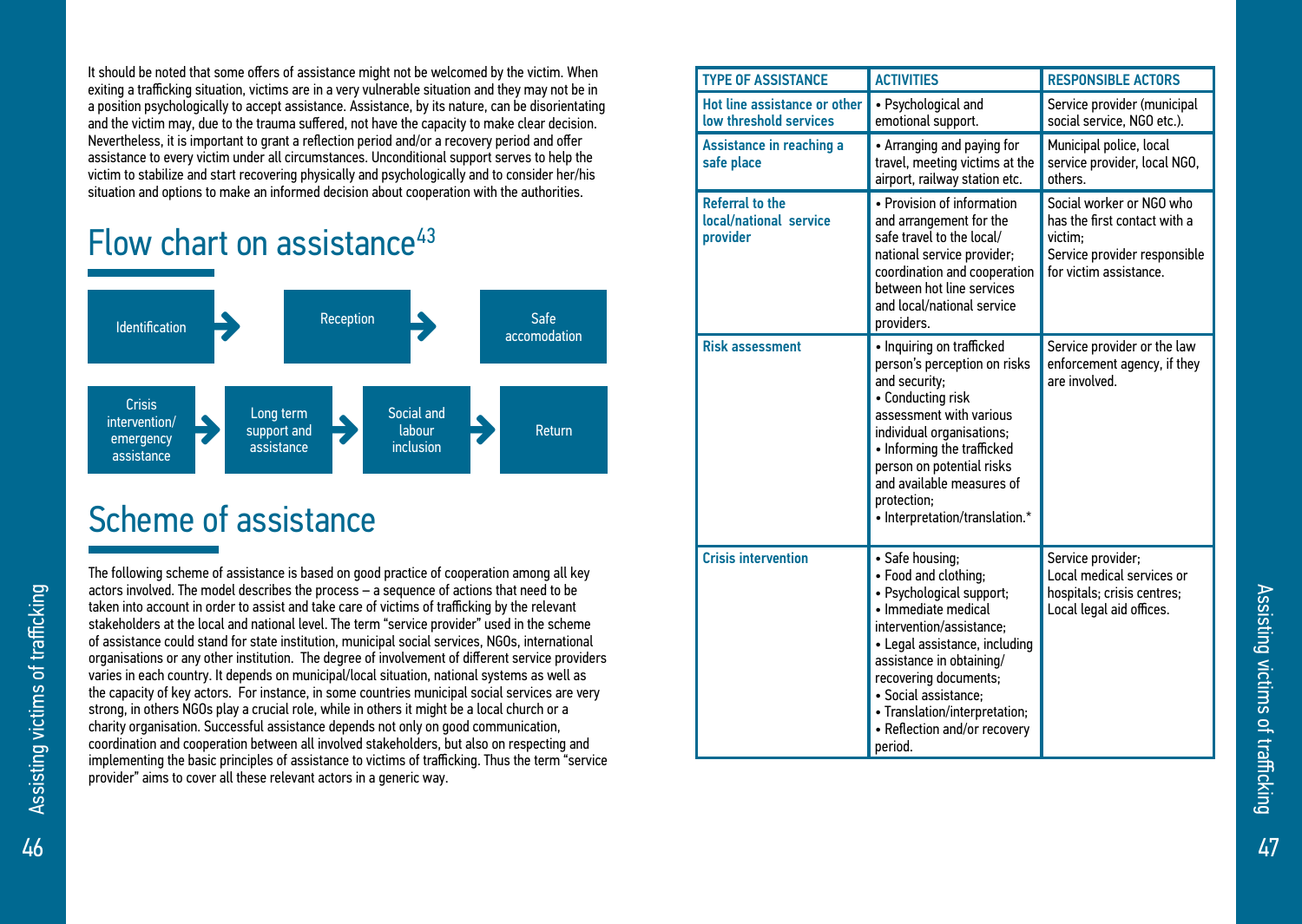It should be noted that some offers of assistance might not be welcomed by the victim. When exiting a trafficking situation, victims are in a very vulnerable situation and they may not be in a position psychologically to accept assistance. Assistance, by its nature, can be disorientating and the victim may, due to the trauma suffered, not have the capacity to make clear decision. Nevertheless, it is important to grant a reflection period and/or a recovery period and offer assistance to every victim under all circumstances. Unconditional support serves to help the victim to stabilize and start recovering physically and psychologically and to consider her/his situation and options to make an informed decision about cooperation with the authorities.

## Flow chart on assistance[43]

Identification → Reception → Safe accomodation

Crisis intervention/emergency assistance → Long term support and assistance → Social and labour inclusion → Return

## Scheme of assistance

The following scheme of assistance is based on good practice of cooperation among all key actors involved. The model describes the process – a sequence of actions that need to be taken into account in order to assist and take care of victims of trafficking by the relevant stakeholders at the local and national level. The term "service provider" used in the scheme of assistance could stand for state institution, municipal social services, NGOs, international organisations or any other institution. The degree of involvement of different service providers varies in each country. It depends on municipal/local situation, national systems as well as the capacity of key actors. For instance, in some countries municipal social services are very strong, in others NGOs play a crucial role, while in others it might be a local church or a charity organisation. Successful assistance depends not only on good communication, coordination and cooperation between all involved stakeholders, but also on respecting and implementing the basic principles of assistance to victims of trafficking. Thus the term "service provider" aims to cover all these relevant actors in a generic way.

| TYPE OF ASSISTANCE | ACTIVITIES | RESPONSIBLE ACTORS |
|---|---|---|
| Hot line assistance or other low threshold services | • Psychological and emotional support. | Service provider (municipal social service, NGO etc.). |
| Assistance in reaching a safe place | • Arranging and paying for travel, meeting victims at the airport, railway station etc. | Municipal police, local service provider, local NGO, others. |
| Referral to the local/national service provider | • Provision of information and arrangement for the safe travel to the local/ national service provider; coordination and cooperation between hot line services and local/national service providers. | Social worker or NGO who has the first contact with a victim;<br>Service provider responsible for victim assistance. |
| Risk assessment | • Inquiring on trafficked person's perception on risks and security;<br>• Conducting risk assessment with various individual organisations;<br>• Informing the trafficked person on potential risks and available measures of protection;<br>• Interpretation/translation.* | Service provider or the law enforcement agency, if they are involved. |
| Crisis intervention | • Safe housing;<br>• Food and clothing;<br>• Psychological support;<br>• Immediate medical intervention/assistance;<br>• Legal assistance, including assistance in obtaining/ recovering documents;<br>• Social assistance;<br>• Translation/interpretation;<br>• Reflection and/or recovery period. | Service provider;<br>Local medical services or hospitals; crisis centres;<br>Local legal aid offices. |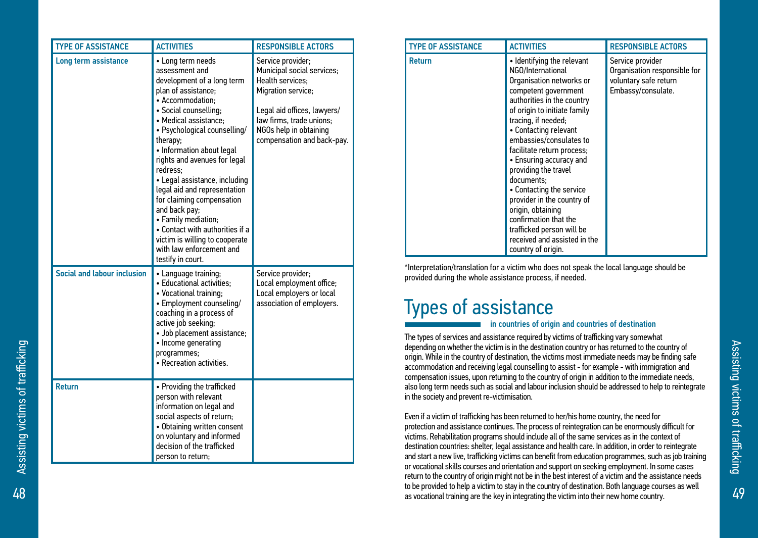| TYPE OF ASSISTANCE | ACTIVITIES | RESPONSIBLE ACTORS |
|---|---|---|
| Long term assistance | • Long term needs assessment and development of a long term plan of assistance;<br>• Accommodation;<br>• Social counselling;<br>• Medical assistance;<br>• Psychological counselling/ therapy;<br>• Information about legal rights and avenues for legal redress;<br>• Legal assistance, including legal aid and representation for claiming compensation and back pay;<br>• Family mediation;<br>• Contact with authorities if a victim is willing to cooperate with law enforcement and testify in court. | Service provider;<br>Municipal social services;<br>Health services;<br>Migration service;<br><br>Legal aid offices, lawyers/ law firms, trade unions;<br>NGOs help in obtaining compensation and back-pay. |
| Social and labour inclusion | • Language training;<br>• Educational activities;<br>• Vocational training;<br>• Employment counseling/ coaching in a process of active job seeking;<br>• Job placement assistance;<br>• Income generating programmes;<br>• Recreation activities. | Service provider;<br>Local employment office;<br>Local employers or local association of employers. |
| Return | • Providing the trafficked person with relevant information on legal and social aspects of return;<br>• Obtaining written consent on voluntary and informed decision of the trafficked person to return;<br>• Identifying the relevant NGO/International Organisation networks or competent government authorities in the country of origin to initiate family tracing, if needed;<br>• Contacting relevant embassies/consulates to facilitate return process;<br>• Ensuring accuracy and providing the travel documents;<br>• Contacting the service provider in the country of origin, obtaining confirmation that the trafficked person will be received and assisted in the country of origin. | Service provider<br>Organisation responsible for voluntary safe return<br>Embassy/consulate. |

*Interpretation/translation for a victim who does not speak the local language should be provided during the whole assistance process, if needed.

# Types of assistance

## in countries of origin and countries of destination

The types of services and assistance required by victims of trafficking vary somewhat depending on whether the victim is in the destination country or has returned to the country of origin. While in the country of destination, the victims most immediate needs may be finding safe accommodation and receiving legal counselling to assist - for example - with immigration and compensation issues, upon returning to the country of origin in addition to the immediate needs, also long term needs such as social and labour inclusion should be addressed to help to reintegrate in the society and prevent re-victimisation.

Even if a victim of trafficking has been returned to her/his home country, the need for protection and assistance continues. The process of reintegration can be enormously difficult for victims. Rehabilitation programs should include all of the same services as in the context of destination countries: shelter, legal assistance and health care. In addition, in order to reintegrate and start a new live, trafficking victims can benefit from education programmes, such as job training or vocational skills courses and orientation and support on seeking employment. In some cases return to the country of origin might not be in the best interest of a victim and the assistance needs to be provided to help a victim to stay in the country of destination. Both language courses as well as vocational training are the key in integrating the victim into their new home country.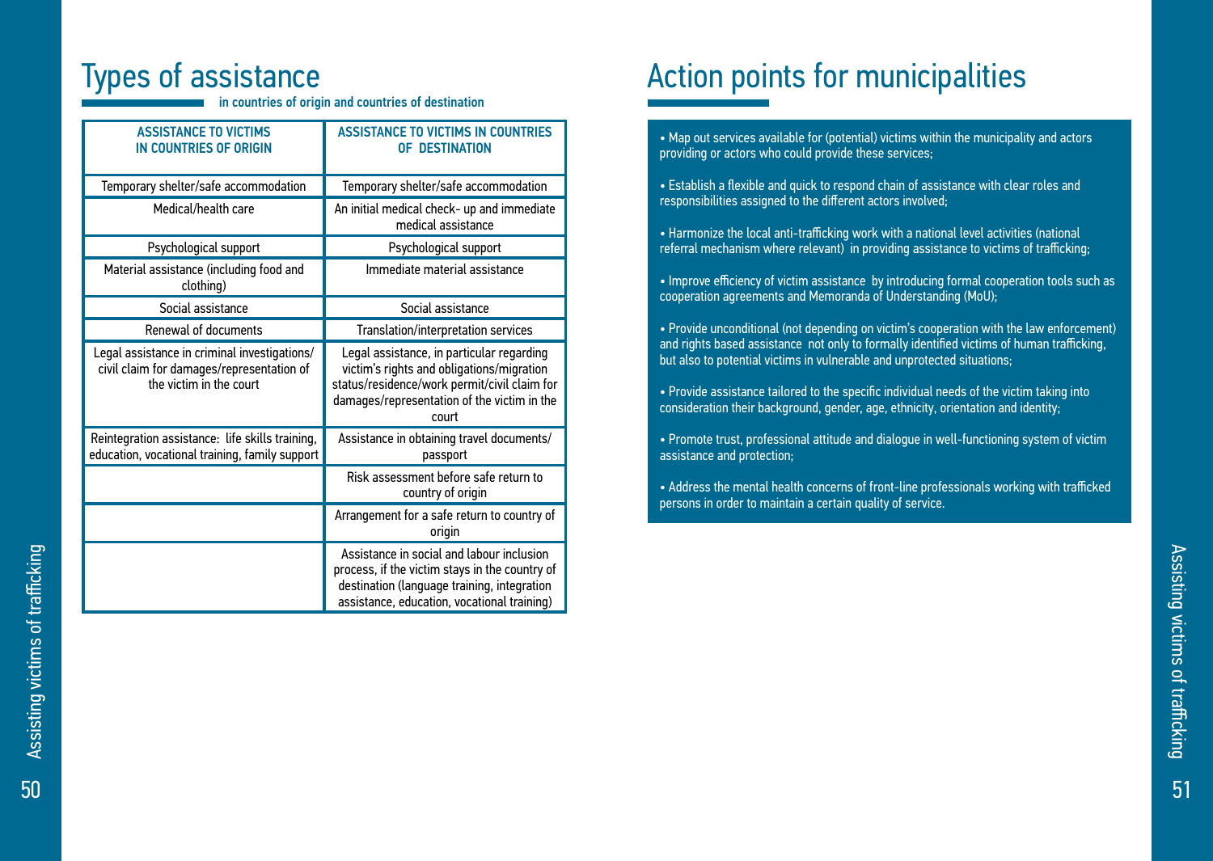# Types of assistance

**in countries of origin and countries of destination**

| ASSISTANCE TO VICTIMS IN COUNTRIES OF ORIGIN | ASSISTANCE TO VICTIMS IN COUNTRIES OF DESTINATION |
|---|---|
| Temporary shelter/safe accommodation | Temporary shelter/safe accommodation |
| Medical/health care | An initial medical check- up and immediate medical assistance |
| Psychological support | Psychological support |
| Material assistance (including food and clothing) | Immediate material assistance |
| Social assistance | Social assistance |
| Renewal of documents | Translation/interpretation services |
| Legal assistance in criminal investigations/ civil claim for damages/representation of the victim in the court | Legal assistance, in particular regarding victim's rights and obligations/migration status/residence/work permit/civil claim for damages/representation of the victim in the court |
| Reintegration assistance: life skills training, education, vocational training, family support | Assistance in obtaining travel documents/ passport |
| | Risk assessment before safe return to country of origin |
| | Arrangement for a safe return to country of origin |
| | Assistance in social and labour inclusion process, if the victim stays in the country of destination (language training, integration assistance, education, vocational training) |

# Action points for municipalities

- Map out services available for (potential) victims within the municipality and actors providing or actors who could provide these services;
- Establish a flexible and quick to respond chain of assistance with clear roles and responsibilities assigned to the different actors involved;
- Harmonize the local anti-trafficking work with a national level activities (national referral mechanism where relevant) in providing assistance to victims of trafficking;
- Improve efficiency of victim assistance by introducing formal cooperation tools such as cooperation agreements and Memoranda of Understanding (MoU);
- Provide unconditional (not depending on victim's cooperation with the law enforcement) and rights based assistance not only to formally identified victims of human trafficking, but also to potential victims in vulnerable and unprotected situations;
- Provide assistance tailored to the specific individual needs of the victim taking into consideration their background, gender, age, ethnicity, orientation and identity;
- Promote trust, professional attitude and dialogue in well-functioning system of victim assistance and protection;
- Address the mental health concerns of front-line professionals working with trafficked persons in order to maintain a certain quality of service.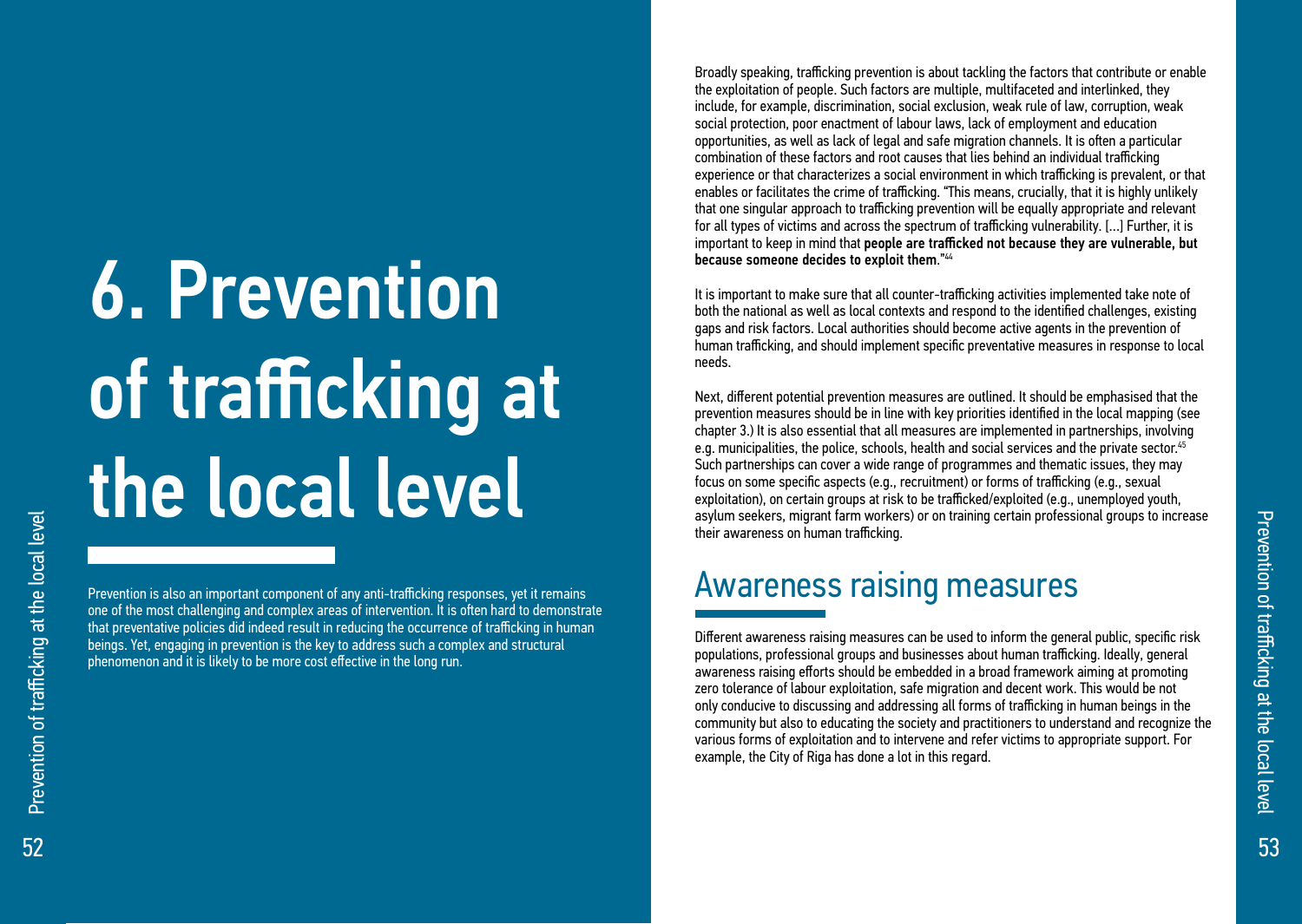# 6. Prevention of trafficking at the local level

Prevention is also an important component of any anti-trafficking responses, yet it remains one of the most challenging and complex areas of intervention. It is often hard to demonstrate that preventative policies did indeed result in reducing the occurrence of trafficking in human beings. Yet, engaging in prevention is the key to address such a complex and structural phenomenon and it is likely to be more cost effective in the long run.

Broadly speaking, trafficking prevention is about tackling the factors that contribute or enable the exploitation of people. Such factors are multiple, multifaceted and interlinked, they include, for example, discrimination, social exclusion, weak rule of law, corruption, weak social protection, poor enactment of labour laws, lack of employment and education opportunities, as well as lack of legal and safe migration channels. It is often a particular combination of these factors and root causes that lies behind an individual trafficking experience or that characterizes a social environment in which trafficking is prevalent, or that enables or facilitates the crime of trafficking. "This means, crucially, that it is highly unlikely that one singular approach to trafficking prevention will be equally appropriate and relevant for all types of victims and across the spectrum of trafficking vulnerability. […] Further, it is important to keep in mind that **people are trafficked not because they are vulnerable, but because someone decides to exploit them**."[44]

It is important to make sure that all counter-trafficking activities implemented take note of both the national as well as local contexts and respond to the identified challenges, existing gaps and risk factors. Local authorities should become active agents in the prevention of human trafficking, and should implement specific preventative measures in response to local needs.

Next, different potential prevention measures are outlined. It should be emphasised that the prevention measures should be in line with key priorities identified in the local mapping (see chapter 3.) It is also essential that all measures are implemented in partnerships, involving e.g. municipalities, the police, schools, health and social services and the private sector.[45] Such partnerships can cover a wide range of programmes and thematic issues, they may focus on some specific aspects (e.g., recruitment) or forms of trafficking (e.g., sexual exploitation), on certain groups at risk to be trafficked/exploited (e.g., unemployed youth, asylum seekers, migrant farm workers) or on training certain professional groups to increase their awareness on human trafficking.

## Awareness raising measures

Different awareness raising measures can be used to inform the general public, specific risk populations, professional groups and businesses about human trafficking. Ideally, general awareness raising efforts should be embedded in a broad framework aiming at promoting zero tolerance of labour exploitation, safe migration and decent work. This would be not only conducive to discussing and addressing all forms of trafficking in human beings in the community but also to educating the society and practitioners to understand and recognize the various forms of exploitation and to intervene and refer victims to appropriate support. For example, the City of Riga has done a lot in this regard.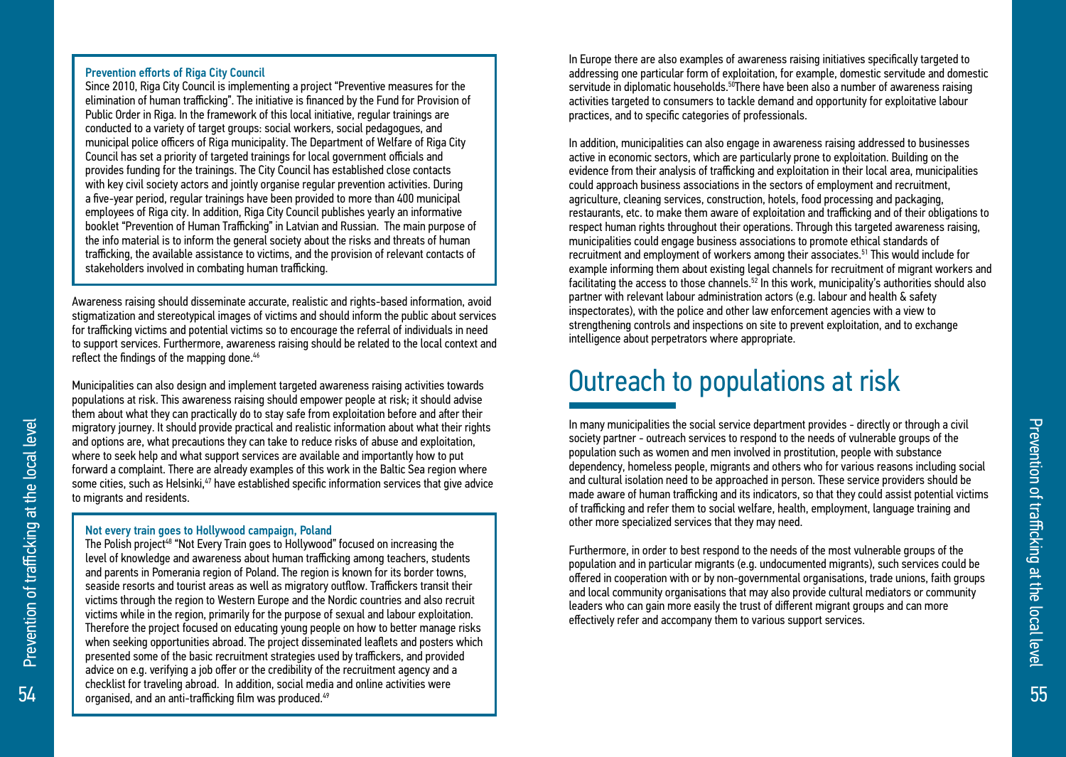**Prevention efforts of Riga City Council**

Since 2010, Riga City Council is implementing a project "Preventive measures for the elimination of human trafficking". The initiative is financed by the Fund for Provision of Public Order in Riga. In the framework of this local initiative, regular trainings are conducted to a variety of target groups: social workers, social pedagogues, and municipal police officers of Riga municipality. The Department of Welfare of Riga City Council has set a priority of targeted trainings for local government officials and provides funding for the trainings. The City Council has established close contacts with key civil society actors and jointly organise regular prevention activities. During a five-year period, regular trainings have been provided to more than 400 municipal employees of Riga city. In addition, Riga City Council publishes yearly an informative booklet "Prevention of Human Trafficking" in Latvian and Russian. The main purpose of the info material is to inform the general society about the risks and threats of human trafficking, the available assistance to victims, and the provision of relevant contacts of stakeholders involved in combating human trafficking.

Awareness raising should disseminate accurate, realistic and rights-based information, avoid stigmatization and stereotypical images of victims and should inform the public about services for trafficking victims and potential victims so to encourage the referral of individuals in need to support services. Furthermore, awareness raising should be related to the local context and reflect the findings of the mapping done.[46]

Municipalities can also design and implement targeted awareness raising activities towards populations at risk. This awareness raising should empower people at risk; it should advise them about what they can practically do to stay safe from exploitation before and after their migratory journey. It should provide practical and realistic information about what their rights and options are, what precautions they can take to reduce risks of abuse and exploitation, where to seek help and what support services are available and importantly how to put forward a complaint. There are already examples of this work in the Baltic Sea region where some cities, such as Helsinki,[47] have established specific information services that give advice to migrants and residents.

**Not every train goes to Hollywood campaign, Poland**

The Polish project[48] "Not Every Train goes to Hollywood" focused on increasing the level of knowledge and awareness about human trafficking among teachers, students and parents in Pomerania region of Poland. The region is known for its border towns, seaside resorts and tourist areas as well as migratory outflow. Traffickers transit their victims through the region to Western Europe and the Nordic countries and also recruit victims while in the region, primarily for the purpose of sexual and labour exploitation. Therefore the project focused on educating young people on how to better manage risks when seeking opportunities abroad. The project disseminated leaflets and posters which presented some of the basic recruitment strategies used by traffickers, and provided advice on e.g. verifying a job offer or the credibility of the recruitment agency and a checklist for traveling abroad. In addition, social media and online activities were organised, and an anti-trafficking film was produced.[49]

In Europe there are also examples of awareness raising initiatives specifically targeted to addressing one particular form of exploitation, for example, domestic servitude and domestic servitude in diplomatic households.[50] There have been also a number of awareness raising activities targeted to consumers to tackle demand and opportunity for exploitative labour practices, and to specific categories of professionals.

In addition, municipalities can also engage in awareness raising addressed to businesses active in economic sectors, which are particularly prone to exploitation. Building on the evidence from their analysis of trafficking and exploitation in their local area, municipalities could approach business associations in the sectors of employment and recruitment, agriculture, cleaning services, construction, hotels, food processing and packaging, restaurants, etc. to make them aware of exploitation and trafficking and of their obligations to respect human rights throughout their operations. Through this targeted awareness raising, municipalities could engage business associations to promote ethical standards of recruitment and employment of workers among their associates.[51] This would include for example informing them about existing legal channels for recruitment of migrant workers and facilitating the access to those channels.[52] In this work, municipality's authorities should also partner with relevant labour administration actors (e.g. labour and health & safety inspectorates), with the police and other law enforcement agencies with a view to strengthening controls and inspections on site to prevent exploitation, and to exchange intelligence about perpetrators where appropriate.

# Outreach to populations at risk

In many municipalities the social service department provides - directly or through a civil society partner - outreach services to respond to the needs of vulnerable groups of the population such as women and men involved in prostitution, people with substance dependency, homeless people, migrants and others who for various reasons including social and cultural isolation need to be approached in person. These service providers should be made aware of human trafficking and its indicators, so that they could assist potential victims of trafficking and refer them to social welfare, health, employment, language training and other more specialized services that they may need.

Furthermore, in order to best respond to the needs of the most vulnerable groups of the population and in particular migrants (e.g. undocumented migrants), such services could be offered in cooperation with or by non-governmental organisations, trade unions, faith groups and local community organisations that may also provide cultural mediators or community leaders who can gain more easily the trust of different migrant groups and can more effectively refer and accompany them to various support services.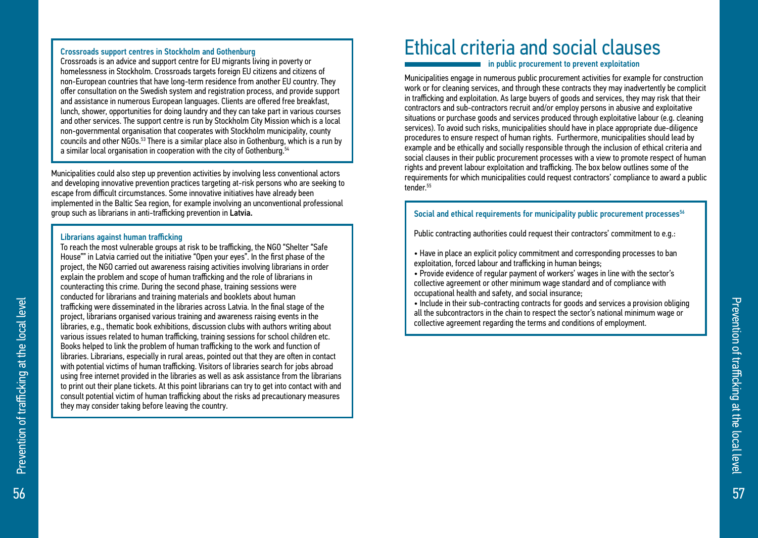### Crossroads support centres in Stockholm and Gothenburg

Crossroads is an advice and support centre for EU migrants living in poverty or homelessness in Stockholm. Crossroads targets foreign EU citizens and citizens of non-European countries that have long-term residence from another EU country. They offer consultation on the Swedish system and registration process, and provide support and assistance in numerous European languages. Clients are offered free breakfast, lunch, shower, opportunities for doing laundry and they can take part in various courses and other services. The support centre is run by Stockholm City Mission which is a local non-governmental organisation that cooperates with Stockholm municipality, county councils and other NGOs.[53] There is a similar place also in Gothenburg, which is a run by a similar local organisation in cooperation with the city of Gothenburg.[54]

Municipalities could also step up prevention activities by involving less conventional actors and developing innovative prevention practices targeting at-risk persons who are seeking to escape from difficult circumstances. Some innovative initiatives have already been implemented in the Baltic Sea region, for example involving an unconventional professional group such as librarians in anti-trafficking prevention in **Latvia.**

### Librarians against human trafficking

To reach the most vulnerable groups at risk to be trafficking, the NGO "Shelter "Safe House"" in Latvia carried out the initiative "Open your eyes". In the first phase of the project, the NGO carried out awareness raising activities involving librarians in order explain the problem and scope of human trafficking and the role of librarians in counteracting this crime. During the second phase, training sessions were conducted for librarians and training materials and booklets about human trafficking were disseminated in the libraries across Latvia. In the final stage of the project, librarians organised various training and awareness raising events in the libraries, e.g., thematic book exhibitions, discussion clubs with authors writing about various issues related to human trafficking, training sessions for school children etc. Books helped to link the problem of human trafficking to the work and function of libraries. Librarians, especially in rural areas, pointed out that they are often in contact with potential victims of human trafficking. Visitors of libraries search for jobs abroad using free internet provided in the libraries as well as ask assistance from the librarians to print out their plane tickets. At this point librarians can try to get into contact with and consult potential victim of human trafficking about the risks ad precautionary measures they may consider taking before leaving the country.

# Ethical criteria and social clauses

## in public procurement to prevent exploitation

Municipalities engage in numerous public procurement activities for example for construction work or for cleaning services, and through these contracts they may inadvertently be complicit in trafficking and exploitation. As large buyers of goods and services, they may risk that their contractors and sub-contractors recruit and/or employ persons in abusive and exploitative situations or purchase goods and services produced through exploitative labour (e.g. cleaning services). To avoid such risks, municipalities should have in place appropriate due-diligence procedures to ensure respect of human rights. Furthermore, municipalities should lead by example and be ethically and socially responsible through the inclusion of ethical criteria and social clauses in their public procurement processes with a view to promote respect of human rights and prevent labour exploitation and trafficking. The box below outlines some of the requirements for which municipalities could request contractors' compliance to award a public tender.[55]

### Social and ethical requirements for municipality public procurement processes[56]

Public contracting authorities could request their contractors' commitment to e.g.:

- Have in place an explicit policy commitment and corresponding processes to ban exploitation, forced labour and trafficking in human beings;
- Provide evidence of regular payment of workers' wages in line with the sector's collective agreement or other minimum wage standard and of compliance with occupational health and safety, and social insurance;
- Include in their sub-contracting contracts for goods and services a provision obliging all the subcontractors in the chain to respect the sector's national minimum wage or collective agreement regarding the terms and conditions of employment.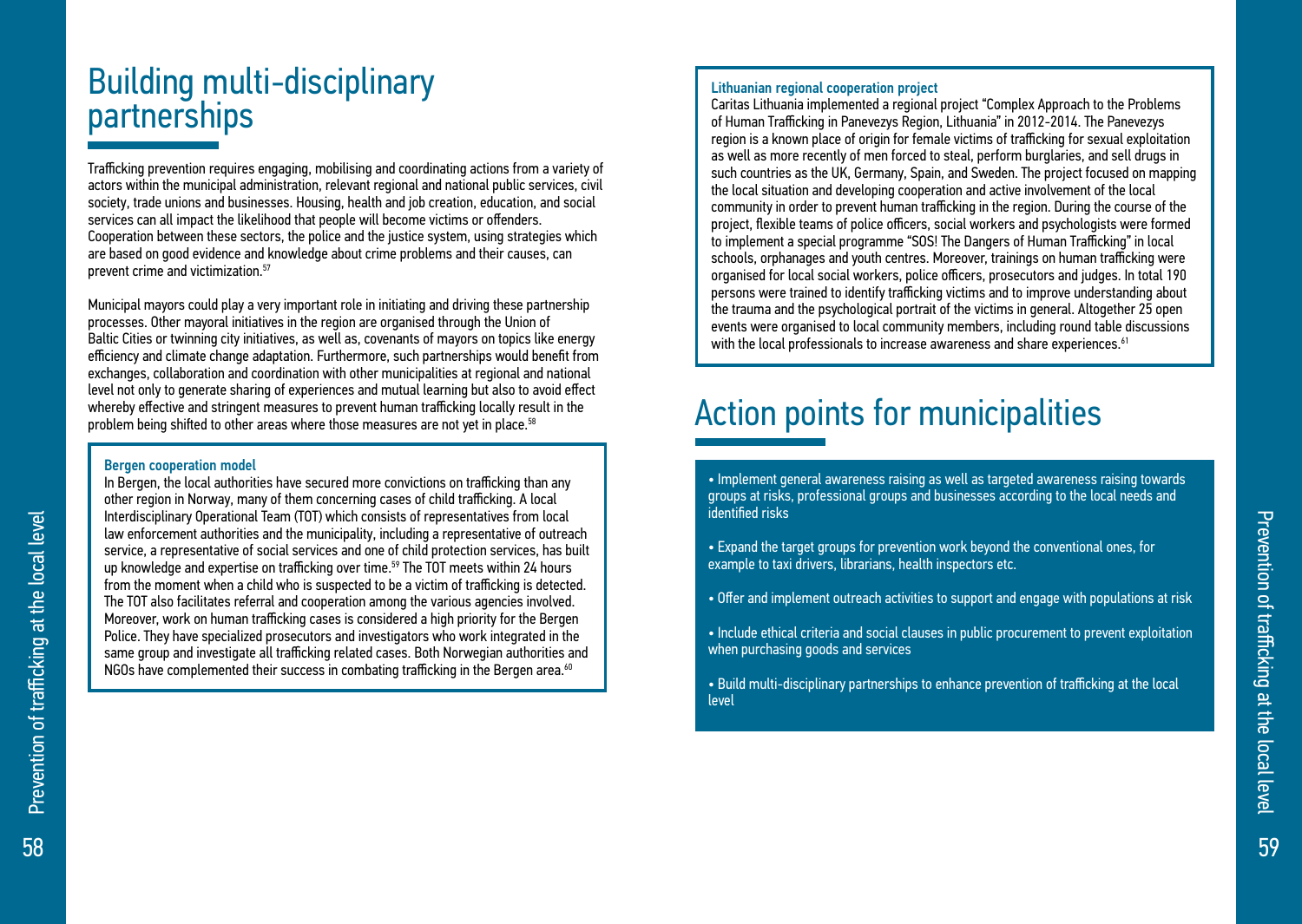# Building multi-disciplinary partnerships

Trafficking prevention requires engaging, mobilising and coordinating actions from a variety of actors within the municipal administration, relevant regional and national public services, civil society, trade unions and businesses. Housing, health and job creation, education, and social services can all impact the likelihood that people will become victims or offenders. Cooperation between these sectors, the police and the justice system, using strategies which are based on good evidence and knowledge about crime problems and their causes, can prevent crime and victimization.[57]

Municipal mayors could play a very important role in initiating and driving these partnership processes. Other mayoral initiatives in the region are organised through the Union of Baltic Cities or twinning city initiatives, as well as, covenants of mayors on topics like energy efficiency and climate change adaptation. Furthermore, such partnerships would benefit from exchanges, collaboration and coordination with other municipalities at regional and national level not only to generate sharing of experiences and mutual learning but also to avoid effect whereby effective and stringent measures to prevent human trafficking locally result in the problem being shifted to other areas where those measures are not yet in place.[58]

**Bergen cooperation model**

In Bergen, the local authorities have secured more convictions on trafficking than any other region in Norway, many of them concerning cases of child trafficking. A local Interdisciplinary Operational Team (TOT) which consists of representatives from local law enforcement authorities and the municipality, including a representative of outreach service, a representative of social services and one of child protection services, has built up knowledge and expertise on trafficking over time.[59] The TOT meets within 24 hours from the moment when a child who is suspected to be a victim of trafficking is detected. The TOT also facilitates referral and cooperation among the various agencies involved. Moreover, work on human trafficking cases is considered a high priority for the Bergen Police. They have specialized prosecutors and investigators who work integrated in the same group and investigate all trafficking related cases. Both Norwegian authorities and NGOs have complemented their success in combating trafficking in the Bergen area.[60]

**Lithuanian regional cooperation project**

Caritas Lithuania implemented a regional project “Complex Approach to the Problems of Human Trafficking in Panevezys Region, Lithuania” in 2012-2014. The Panevezys region is a known place of origin for female victims of trafficking for sexual exploitation as well as more recently of men forced to steal, perform burglaries, and sell drugs in such countries as the UK, Germany, Spain, and Sweden. The project focused on mapping the local situation and developing cooperation and active involvement of the local community in order to prevent human trafficking in the region. During the course of the project, flexible teams of police officers, social workers and psychologists were formed to implement a special programme “SOS! The Dangers of Human Trafficking” in local schools, orphanages and youth centres. Moreover, trainings on human trafficking were organised for local social workers, police officers, prosecutors and judges. In total 190 persons were trained to identify trafficking victims and to improve understanding about the trauma and the psychological portrait of the victims in general. Altogether 25 open events were organised to local community members, including round table discussions with the local professionals to increase awareness and share experiences.[61]

# Action points for municipalities

- Implement general awareness raising as well as targeted awareness raising towards groups at risks, professional groups and businesses according to the local needs and identified risks
- Expand the target groups for prevention work beyond the conventional ones, for example to taxi drivers, librarians, health inspectors etc.
- Offer and implement outreach activities to support and engage with populations at risk
- Include ethical criteria and social clauses in public procurement to prevent exploitation when purchasing goods and services
- Build multi-disciplinary partnerships to enhance prevention of trafficking at the local level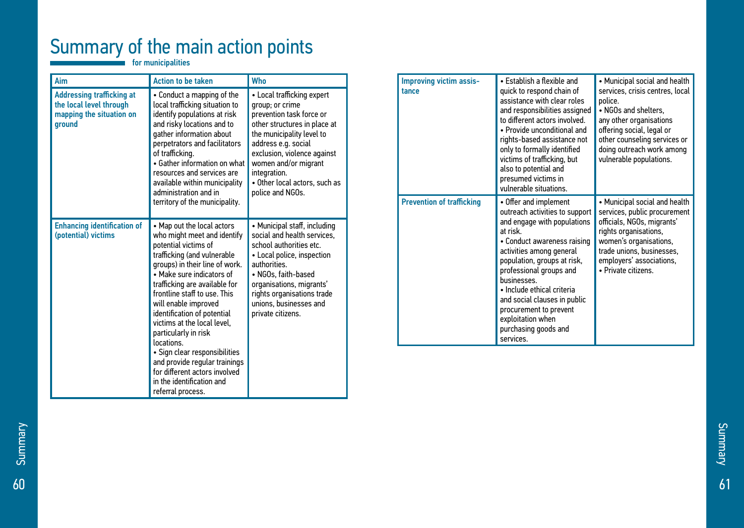# Summary of the main action points

for municipalities

| Aim | Action to be taken | Who |
|---|---|---|
| Addressing trafficking at the local level through mapping the situation on ground | • Conduct a mapping of the local trafficking situation to identify populations at risk and risky locations and to gather information about perpetrators and facilitators of trafficking. • Gather information on what resources and services are available within municipality administration and in territory of the municipality. | • Local trafficking expert group; or crime prevention task force or other structures in place at the municipality level to address e.g. social exclusion, violence against women and/or migrant integration. • Other local actors, such as police and NGOs. |
| Enhancing identification of (potential) victims | • Map out the local actors who might meet and identify potential victims of trafficking (and vulnerable groups) in their line of work. • Make sure indicators of trafficking are available for frontline staff to use. This will enable improved identification of potential victims at the local level, particularly in risk locations. • Sign clear responsibilities and provide regular trainings for different actors involved in the identification and referral process. | • Municipal staff, including social and health services, school authorities etc. • Local police, inspection authorities. • NGOs, faith-based organisations, migrants' rights organisations trade unions, businesses and private citizens. |
| Improving victim assistance | • Establish a flexible and quick to respond chain of assistance with clear roles and responsibilities assigned to different actors involved. • Provide unconditional and rights-based assistance not only to formally identified victims of trafficking, but also to potential and presumed victims in vulnerable situations. | • Municipal social and health services, crisis centres, local police. • NGOs and shelters, any other organisations offering social, legal or other counseling services or doing outreach work among vulnerable populations. |
| Prevention of trafficking | • Offer and implement outreach activities to support and engage with populations at risk. • Conduct awareness raising activities among general population, groups at risk, professional groups and businesses. • Include ethical criteria and social clauses in public procurement to prevent exploitation when purchasing goods and services. | • Municipal social and health services, public procurement officials, NGOs, migrants' rights organisations, women's organisations, trade unions, businesses, employers' associations, • Private citizens. |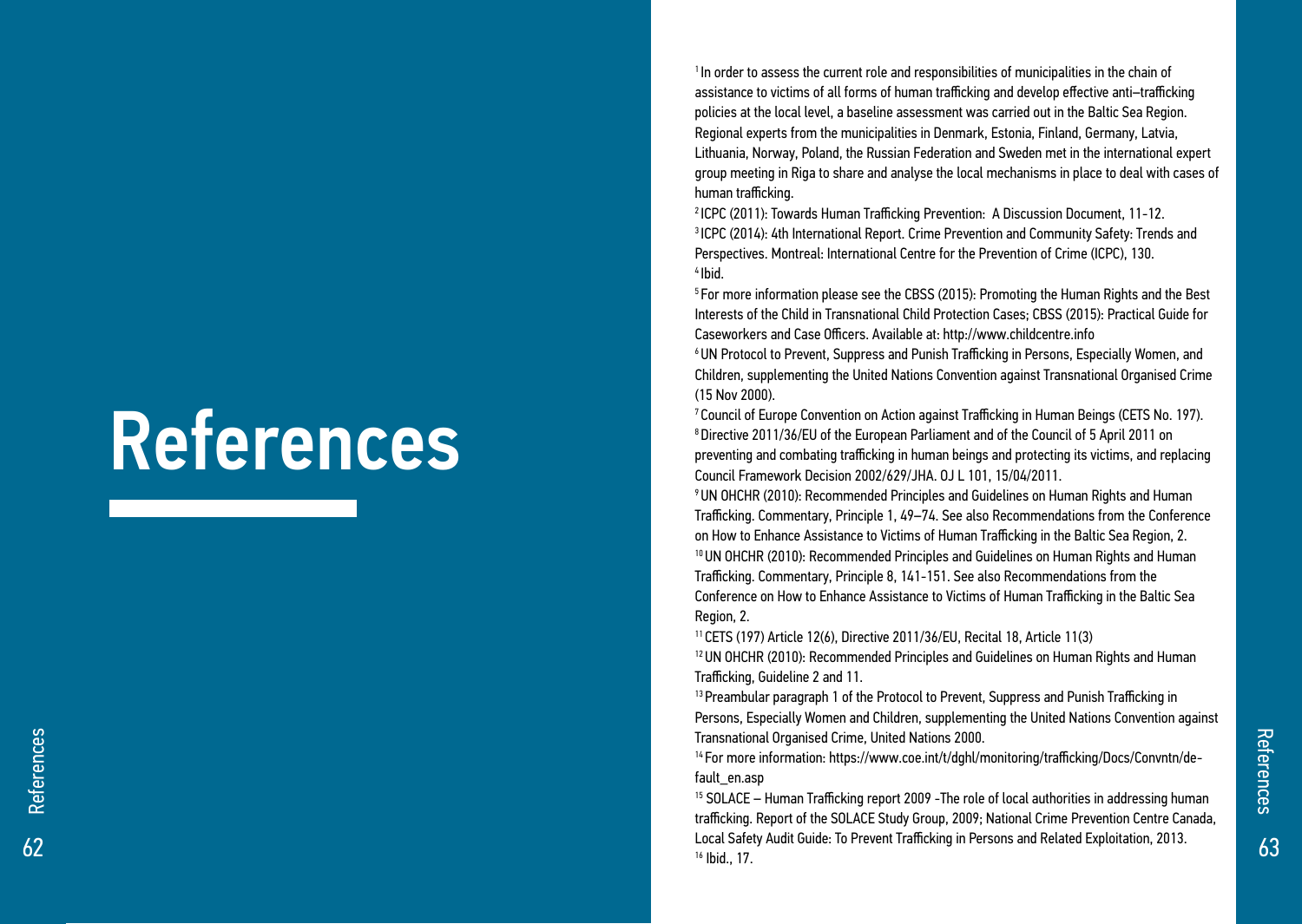# References

[1] In order to assess the current role and responsibilities of municipalities in the chain of assistance to victims of all forms of human trafficking and develop effective anti–trafficking policies at the local level, a baseline assessment was carried out in the Baltic Sea Region. Regional experts from the municipalities in Denmark, Estonia, Finland, Germany, Latvia, Lithuania, Norway, Poland, the Russian Federation and Sweden met in the international expert group meeting in Riga to share and analyse the local mechanisms in place to deal with cases of human trafficking.

[2] ICPC (2011): Towards Human Trafficking Prevention: A Discussion Document, 11-12.

[3] ICPC (2014): 4th International Report. Crime Prevention and Community Safety: Trends and Perspectives. Montreal: International Centre for the Prevention of Crime (ICPC), 130.

[4] Ibid.

[5] For more information please see the CBSS (2015): Promoting the Human Rights and the Best Interests of the Child in Transnational Child Protection Cases; CBSS (2015): Practical Guide for Caseworkers and Case Officers. Available at: http://www.childcentre.info

[6] UN Protocol to Prevent, Suppress and Punish Trafficking in Persons, Especially Women, and Children, supplementing the United Nations Convention against Transnational Organised Crime (15 Nov 2000).

[7] Council of Europe Convention on Action against Trafficking in Human Beings (CETS No. 197).

[8] Directive 2011/36/EU of the European Parliament and of the Council of 5 April 2011 on preventing and combating trafficking in human beings and protecting its victims, and replacing Council Framework Decision 2002/629/JHA. OJ L 101, 15/04/2011.

[9] UN OHCHR (2010): Recommended Principles and Guidelines on Human Rights and Human Trafficking. Commentary, Principle 1, 49–74. See also Recommendations from the Conference on How to Enhance Assistance to Victims of Human Trafficking in the Baltic Sea Region, 2.

[10] UN OHCHR (2010): Recommended Principles and Guidelines on Human Rights and Human Trafficking. Commentary, Principle 8, 141-151. See also Recommendations from the Conference on How to Enhance Assistance to Victims of Human Trafficking in the Baltic Sea Region, 2.

[11] CETS (197) Article 12(6), Directive 2011/36/EU, Recital 18, Article 11(3)

[12] UN OHCHR (2010): Recommended Principles and Guidelines on Human Rights and Human Trafficking, Guideline 2 and 11.

[13] Preambular paragraph 1 of the Protocol to Prevent, Suppress and Punish Trafficking in Persons, Especially Women and Children, supplementing the United Nations Convention against Transnational Organised Crime, United Nations 2000.

[14] For more information: https://www.coe.int/t/dghl/monitoring/trafficking/Docs/Convntn/default_en.asp

[15] SOLACE – Human Trafficking report 2009 -The role of local authorities in addressing human trafficking. Report of the SOLACE Study Group, 2009; National Crime Prevention Centre Canada, Local Safety Audit Guide: To Prevent Trafficking in Persons and Related Exploitation, 2013.

[16] Ibid., 17.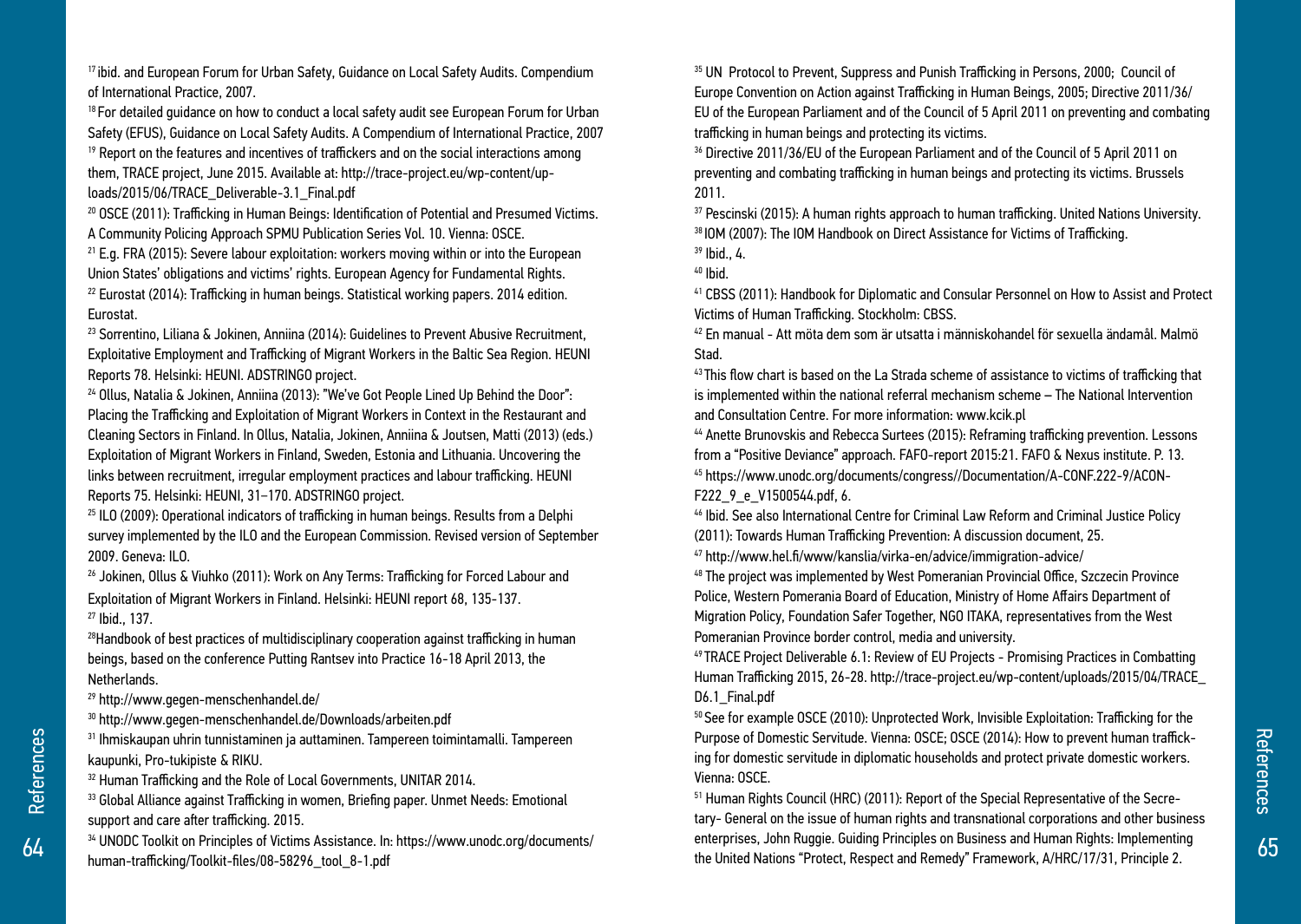[17] ibid. and European Forum for Urban Safety, Guidance on Local Safety Audits. Compendium of International Practice, 2007.

[18] For detailed guidance on how to conduct a local safety audit see European Forum for Urban Safety (EFUS), Guidance on Local Safety Audits. A Compendium of International Practice, 2007

[19] Report on the features and incentives of traffickers and on the social interactions among them, TRACE project, June 2015. Available at: http://trace-project.eu/wp-content/uploads/2015/06/TRACE_Deliverable-3.1_Final.pdf

[20] OSCE (2011): Trafficking in Human Beings: Identification of Potential and Presumed Victims. A Community Policing Approach SPMU Publication Series Vol. 10. Vienna: OSCE.

[21] E.g. FRA (2015): Severe labour exploitation: workers moving within or into the European Union States' obligations and victims' rights. European Agency for Fundamental Rights.

[22] Eurostat (2014): Trafficking in human beings. Statistical working papers. 2014 edition. Eurostat.

[23] Sorrentino, Liliana & Jokinen, Anniina (2014): Guidelines to Prevent Abusive Recruitment, Exploitative Employment and Trafficking of Migrant Workers in the Baltic Sea Region. HEUNI Reports 78. Helsinki: HEUNI. ADSTRINGO project.

[24] Ollus, Natalia & Jokinen, Anniina (2013): "We've Got People Lined Up Behind the Door": Placing the Trafficking and Exploitation of Migrant Workers in Context in the Restaurant and Cleaning Sectors in Finland. In Ollus, Natalia, Jokinen, Anniina & Joutsen, Matti (2013) (eds.) Exploitation of Migrant Workers in Finland, Sweden, Estonia and Lithuania. Uncovering the links between recruitment, irregular employment practices and labour trafficking. HEUNI Reports 75. Helsinki: HEUNI, 31–170. ADSTRINGO project.

[25] ILO (2009): Operational indicators of trafficking in human beings. Results from a Delphi survey implemented by the ILO and the European Commission. Revised version of September 2009. Geneva: ILO.

[26] Jokinen, Ollus & Viuhko (2011): Work on Any Terms: Trafficking for Forced Labour and Exploitation of Migrant Workers in Finland. Helsinki: HEUNI report 68, 135-137.

[27] Ibid., 137.

[28] Handbook of best practices of multidisciplinary cooperation against trafficking in human beings, based on the conference Putting Rantsev into Practice 16-18 April 2013, the Netherlands.

[29] http://www.gegen-menschenhandel.de/

[30] http://www.gegen-menschenhandel.de/Downloads/arbeiten.pdf

[31] Ihmiskaupan uhrin tunnistaminen ja auttaminen. Tampereen toimintamalli. Tampereen kaupunki, Pro-tukipiste & RIKU.

[32] Human Trafficking and the Role of Local Governments, UNITAR 2014.

[33] Global Alliance against Trafficking in women, Briefing paper. Unmet Needs: Emotional support and care after trafficking. 2015.

[34] UNODC Toolkit on Principles of Victims Assistance. In: https://www.unodc.org/documents/human-trafficking/Toolkit-files/08-58296_tool_8-1.pdf

[35] UN Protocol to Prevent, Suppress and Punish Trafficking in Persons, 2000; Council of Europe Convention on Action against Trafficking in Human Beings, 2005; Directive 2011/36/EU of the European Parliament and of the Council of 5 April 2011 on preventing and combating trafficking in human beings and protecting its victims.

[36] Directive 2011/36/EU of the European Parliament and of the Council of 5 April 2011 on preventing and combating trafficking in human beings and protecting its victims. Brussels 2011.

[37] Pescinski (2015): A human rights approach to human trafficking. United Nations University.

[38] IOM (2007): The IOM Handbook on Direct Assistance for Victims of Trafficking.

[39] Ibid., 4.

[40] Ibid.

[41] CBSS (2011): Handbook for Diplomatic and Consular Personnel on How to Assist and Protect Victims of Human Trafficking. Stockholm: CBSS.

[42] En manual - Att möta dem som är utsatta i människohandel för sexuella ändamål. Malmö Stad.

[43] This flow chart is based on the La Strada scheme of assistance to victims of trafficking that is implemented within the national referral mechanism scheme – The National Intervention and Consultation Centre. For more information: www.kcik.pl

[44] Anette Brunovskis and Rebecca Surtees (2015): Reframing trafficking prevention. Lessons from a "Positive Deviance" approach. FAFO-report 2015:21. FAFO & Nexus institute. P. 13.

[45] https://www.unodc.org/documents/congress//Documentation/A-CONF.222-9/ACONF222_9_e_V1500544.pdf, 6.

[46] Ibid. See also International Centre for Criminal Law Reform and Criminal Justice Policy (2011): Towards Human Trafficking Prevention: A discussion document, 25.

[47] http://www.hel.fi/www/kanslia/virka-en/advice/immigration-advice/

[48] The project was implemented by West Pomeranian Provincial Office, Szczecin Province Police, Western Pomerania Board of Education, Ministry of Home Affairs Department of Migration Policy, Foundation Safer Together, NGO ITAKA, representatives from the West Pomeranian Province border control, media and university.

[49] TRACE Project Deliverable 6.1: Review of EU Projects - Promising Practices in Combatting Human Trafficking 2015, 26-28. http://trace-project.eu/wp-content/uploads/2015/04/TRACE_D6.1_Final.pdf

[50] See for example OSCE (2010): Unprotected Work, Invisible Exploitation: Trafficking for the Purpose of Domestic Servitude. Vienna: OSCE; OSCE (2014): How to prevent human trafficking for domestic servitude in diplomatic households and protect private domestic workers. Vienna: OSCE.

[51] Human Rights Council (HRC) (2011): Report of the Special Representative of the Secretary- General on the issue of human rights and transnational corporations and other business enterprises, John Ruggie. Guiding Principles on Business and Human Rights: Implementing the United Nations "Protect, Respect and Remedy" Framework, A/HRC/17/31, Principle 2.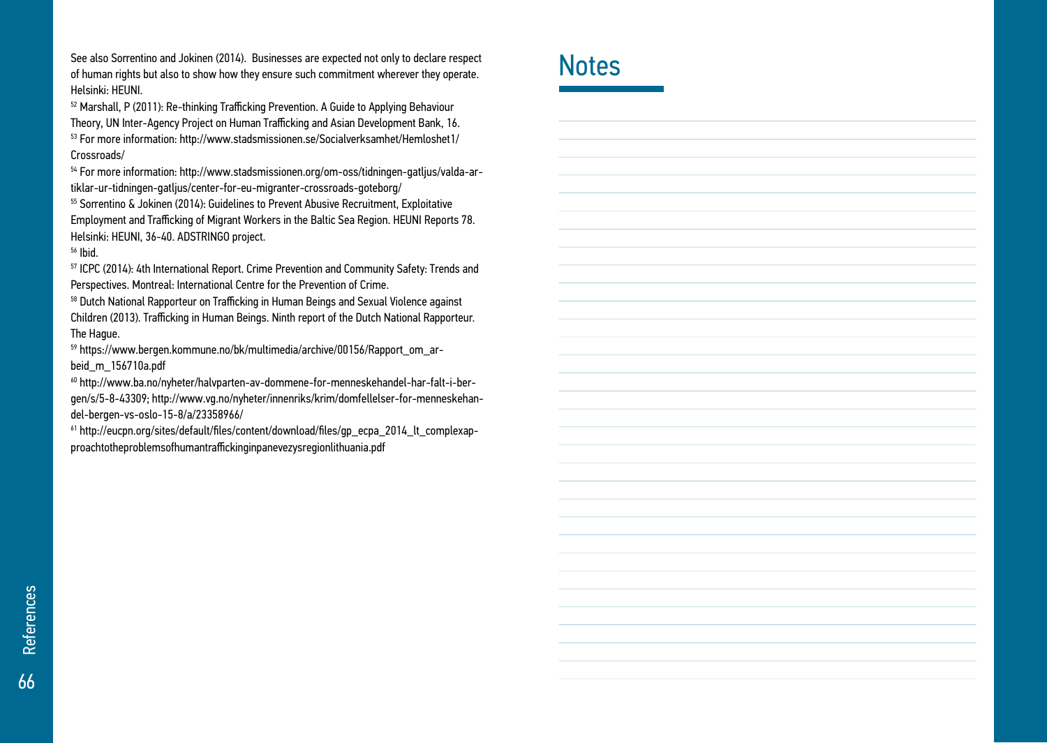See also Sorrentino and Jokinen (2014). Businesses are expected not only to declare respect of human rights but also to show how they ensure such commitment wherever they operate. Helsinki: HEUNI.

[52] Marshall, P (2011): Re-thinking Trafficking Prevention. A Guide to Applying Behaviour Theory, UN Inter-Agency Project on Human Trafficking and Asian Development Bank, 16.

[53] For more information: http://www.stadsmissionen.se/Socialverksamhet/Hemloshet1/Crossroads/

[54] For more information: http://www.stadsmissionen.org/om-oss/tidningen-gatljus/valda-artiklar-ur-tidningen-gatljus/center-for-eu-migranter-crossroads-goteborg/

[55] Sorrentino & Jokinen (2014): Guidelines to Prevent Abusive Recruitment, Exploitative Employment and Trafficking of Migrant Workers in the Baltic Sea Region. HEUNI Reports 78. Helsinki: HEUNI, 36-40. ADSTRINGO project.

[56] Ibid.

[57] ICPC (2014): 4th International Report. Crime Prevention and Community Safety: Trends and Perspectives. Montreal: International Centre for the Prevention of Crime.

[58] Dutch National Rapporteur on Trafficking in Human Beings and Sexual Violence against Children (2013). Trafficking in Human Beings. Ninth report of the Dutch National Rapporteur. The Hague.

[59] https://www.bergen.kommune.no/bk/multimedia/archive/00156/Rapport_om_arbeid_m_156710a.pdf

[60] http://www.ba.no/nyheter/halvparten-av-dommene-for-menneskehandel-har-falt-i-bergen/s/5-8-43309; http://www.vg.no/nyheter/innenriks/krim/domfellelser-for-menneskehandel-bergen-vs-oslo-15-8/a/23358966/

[61] http://eucpn.org/sites/default/files/content/download/files/gp_ecpa_2014_lt_complexapproachtotheproblemsofhumantraffickinginpanevezysregionlithuania.pdf

# Notes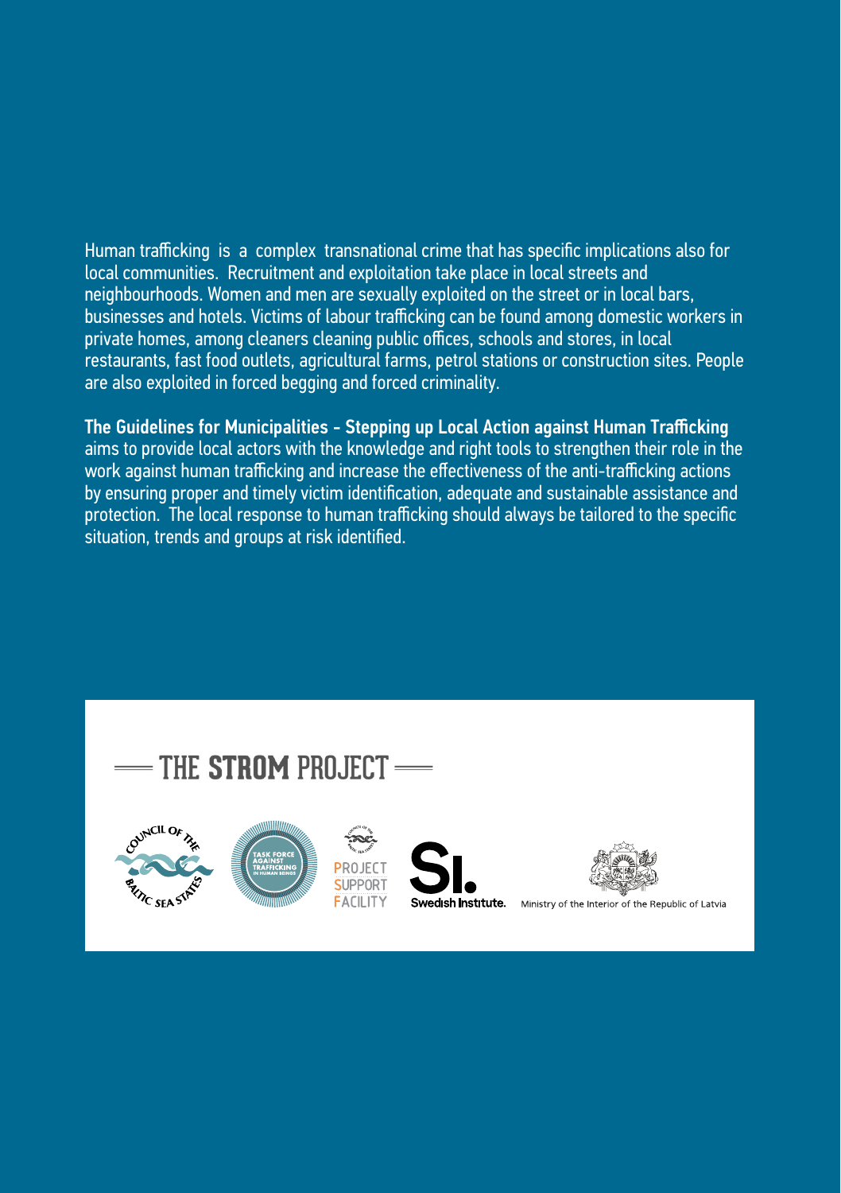Human trafficking is a complex transnational crime that has specific implications also for local communities. Recruitment and exploitation take place in local streets and neighbourhoods. Women and men are sexually exploited on the street or in local bars, businesses and hotels. Victims of labour trafficking can be found among domestic workers in private homes, among cleaners cleaning public offices, schools and stores, in local restaurants, fast food outlets, agricultural farms, petrol stations or construction sites. People are also exploited in forced begging and forced criminality.

**The Guidelines for Municipalities - Stepping up Local Action against Human Trafficking** aims to provide local actors with the knowledge and right tools to strengthen their role in the work against human trafficking and increase the effectiveness of the anti-trafficking actions by ensuring proper and timely victim identification, adequate and sustainable assistance and protection. The local response to human trafficking should always be tailored to the specific situation, trends and groups at risk identified.

THE STROM PROJECT

Council of the Baltic Sea States

Task Force Against Trafficking in Human Beings

Project Support Facility

Swedish Institute.

Ministry of the Interior of the Republic of Latvia